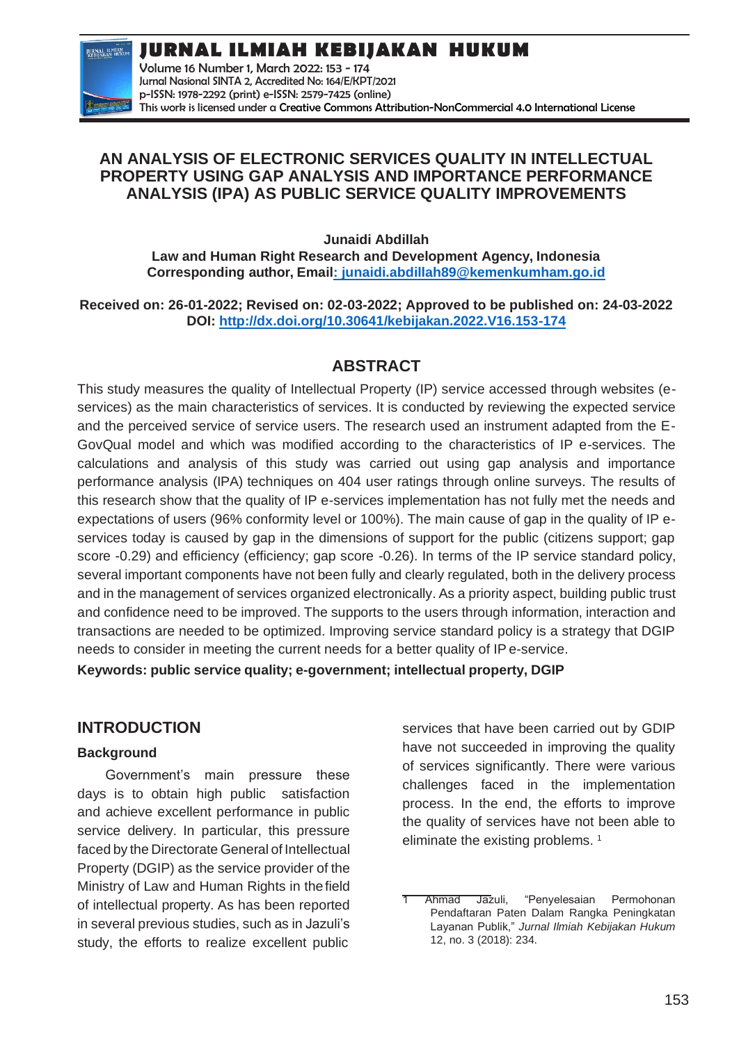# AN ANALYSIS OF ELECTRONIC SERVICES QUALITY IN INTELLECTUAL PROPERTY USING GAP ANALYSIS AND IMPORTANCE PERFORMANCE ANALYSIS (IPA) AS PUBLIC SERVICE QUALITY IMPROVEMENTS

**Junaidi Abdillah**

**Law and Human Right Research and Development Agency, Indonesia**

**Corresponding author, Email: junaidi.abdillah89@kemenkumham.go.id**

**Received on: 26-01-2022; Revised on: 02-03-2022; Approved to be published on: 24-03-2022**

**DOI: http://dx.doi.org/10.30641/kebijakan.2022.V16.153-174**

## ABSTRACT

This study measures the quality of Intellectual Property (IP) service accessed through websites (e-services) as the main characteristics of services. It is conducted by reviewing the expected service and the perceived service of service users. The research used an instrument adapted from the E-GovQual model and which was modified according to the characteristics of IP e-services. The calculations and analysis of this study was carried out using gap analysis and importance performance analysis (IPA) techniques on 404 user ratings through online surveys. The results of this research show that the quality of IP e-services implementation has not fully met the needs and expectations of users (96% conformity level or 100%). The main cause of gap in the quality of IP e-services today is caused by gap in the dimensions of support for the public (citizens support; gap score -0.29) and efficiency (efficiency; gap score -0.26). In terms of the IP service standard policy, several important components have not been fully and clearly regulated, both in the delivery process and in the management of services organized electronically. As a priority aspect, building public trust and confidence need to be improved. The supports to the users through information, interaction and transactions are needed to be optimized. Improving service standard policy is a strategy that DGIP needs to consider in meeting the current needs for a better quality of IP e-service.

**Keywords: public service quality; e-government; intellectual property, DGIP**

## INTRODUCTION

### Background

Government's main pressure these days is to obtain high public satisfaction and achieve excellent performance in public service delivery. In particular, this pressure faced by the Directorate General of Intellectual Property (DGIP) as the service provider of the Ministry of Law and Human Rights in the field of intellectual property. As has been reported in several previous studies, such as in Jazuli's study, the efforts to realize excellent public services that have been carried out by GDIP have not succeeded in improving the quality of services significantly. There were various challenges faced in the implementation process. In the end, the efforts to improve the quality of services have not been able to eliminate the existing problems. [1]

[1] Ahmad Jazuli, "Penyelesaian Permohonan Pendaftaran Paten Dalam Rangka Peningkatan Layanan Publik," *Jurnal Ilmiah Kebijakan Hukum* 12, no. 3 (2018): 234.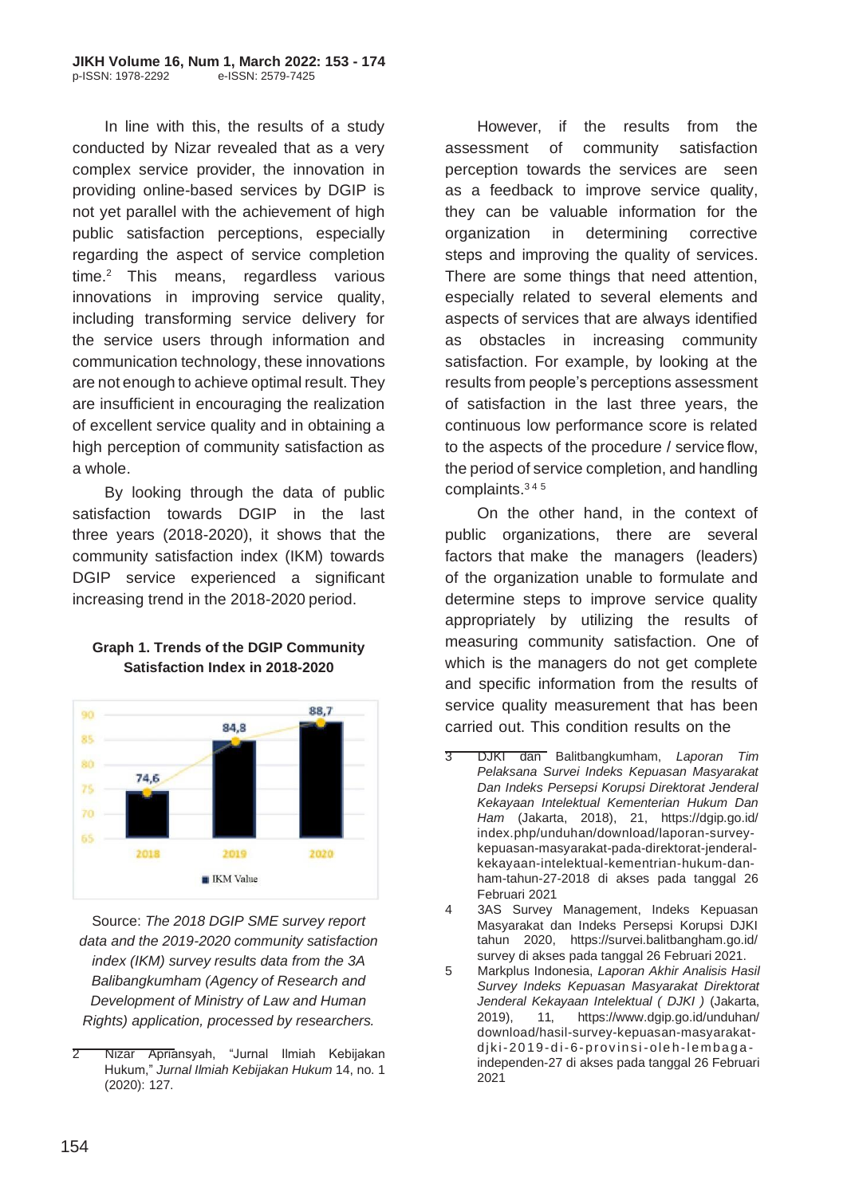In line with this, the results of a study conducted by Nizar revealed that as a very complex service provider, the innovation in providing online-based services by DGIP is not yet parallel with the achievement of high public satisfaction perceptions, especially regarding the aspect of service completion time.[2] This means, regardless various innovations in improving service quality, including transforming service delivery for the service users through information and communication technology, these innovations are not enough to achieve optimal result. They are insufficient in encouraging the realization of excellent service quality and in obtaining a high perception of community satisfaction as a whole.

By looking through the data of public satisfaction towards DGIP in the last three years (2018-2020), it shows that the community satisfaction index (IKM) towards DGIP service experienced a significant increasing trend in the 2018-2020 period.

**Graph 1. Trends of the DGIP Community Satisfaction Index in 2018-2020**

| Year | IKM Value |
|---|---|
| 2018 | 74,6 |
| 2019 | 84,8 |
| 2020 | 88,7 |

Source: *The 2018 DGIP SME survey report data and the 2019-2020 community satisfaction index (IKM) survey results data from the 3A Balibangkumham (Agency of Research and Development of Ministry of Law and Human Rights) application, processed by researchers.*

However, if the results from the assessment of community satisfaction perception towards the services are seen as a feedback to improve service quality, they can be valuable information for the organization in determining corrective steps and improving the quality of services. There are some things that need attention, especially related to several elements and aspects of services that are always identified as obstacles in increasing community satisfaction. For example, by looking at the results from people's perceptions assessment of satisfaction in the last three years, the continuous low performance score is related to the aspects of the procedure / service flow, the period of service completion, and handling complaints.[3 4 5]

On the other hand, in the context of public organizations, there are several factors that make the managers (leaders) of the organization unable to formulate and determine steps to improve service quality appropriately by utilizing the results of measuring community satisfaction. One of which is the managers do not get complete and specific information from the results of service quality measurement that has been carried out. This condition results on the

---

2 Nizar Apriansyah, "Jurnal Ilmiah Kebijakan Hukum," *Jurnal Ilmiah Kebijakan Hukum* 14, no. 1 (2020): 127.

3 DJKI dan Balitbangkumham, *Laporan Tim Pelaksana Survei Indeks Kepuasan Masyarakat Dan Indeks Persepsi Korupsi Direktorat Jenderal Kekayaan Intelektual Kementerian Hukum Dan Ham* (Jakarta, 2018), 21, https://dgip.go.id/index.php/unduhan/download/laporan-survey-kepuasan-masyarakat-pada-direktorat-jenderal-kekayaan-intelektual-kementrian-hukum-dan-ham-tahun-27-2018 di akses pada tanggal 26 Februari 2021

4 3AS Survey Management, Indeks Kepuasan Masyarakat dan Indeks Persepsi Korupsi DJKI tahun 2020, https://survei.balitbangham.go.id/survey di akses pada tanggal 26 Februari 2021.

5 Markplus Indonesia, *Laporan Akhir Analisis Hasil Survey Indeks Kepuasan Masyarakat Direktorat Jenderal Kekayaan Intelektual ( DJKI )* (Jakarta, 2019), 11, https://www.dgip.go.id/unduhan/download/hasil-survey-kepuasan-masyarakat-djki-2019-di-6-provinsi-oleh-lembaga-independen-27 di akses pada tanggal 26 Februari 2021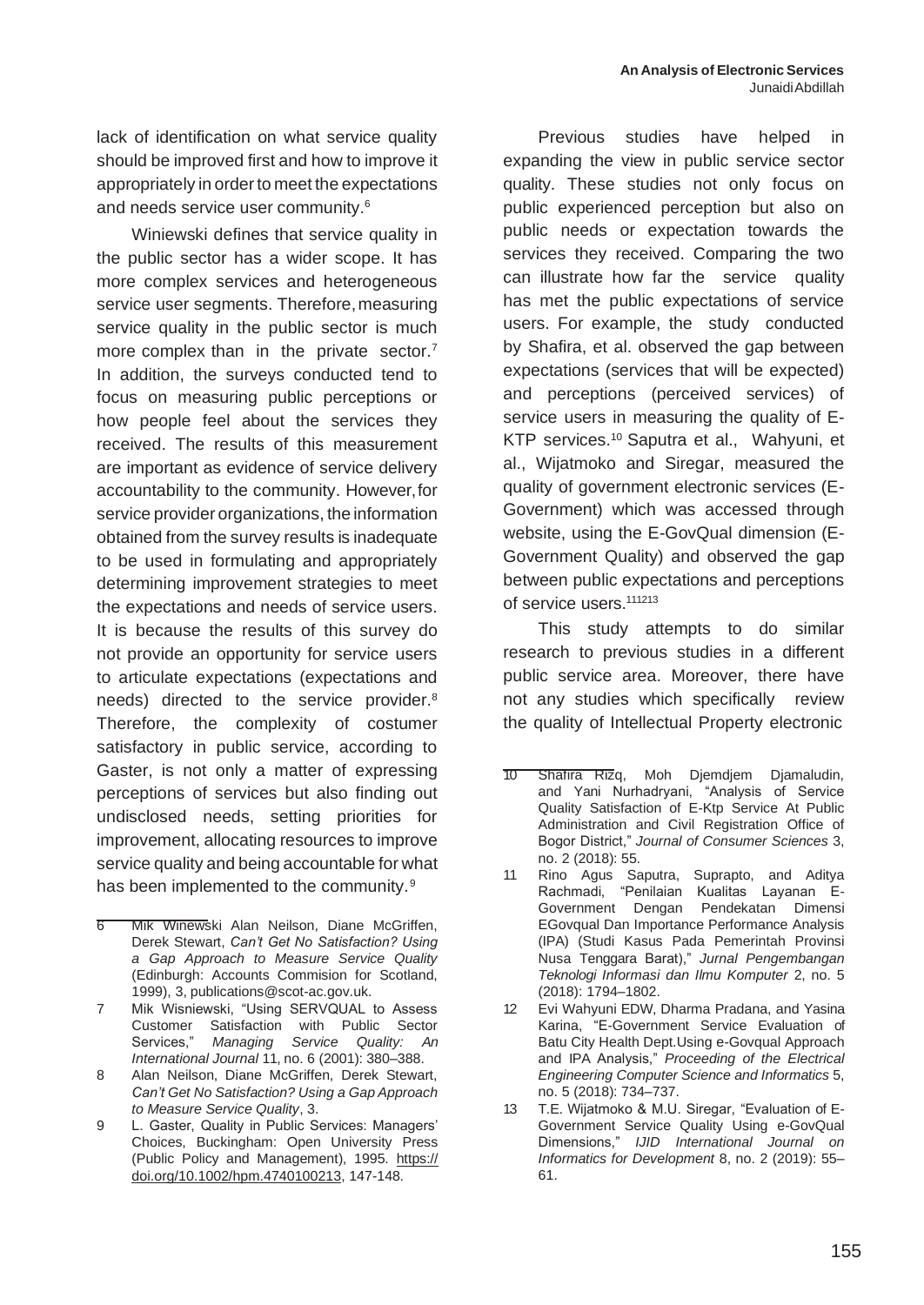lack of identification on what service quality should be improved first and how to improve it appropriately in order to meet the expectations and needs service user community.[6]

Winiewski defines that service quality in the public sector has a wider scope. It has more complex services and heterogeneous service user segments. Therefore, measuring service quality in the public sector is much more complex than in the private sector.[7] In addition, the surveys conducted tend to focus on measuring public perceptions or how people feel about the services they received. The results of this measurement are important as evidence of service delivery accountability to the community. However, for service provider organizations, the information obtained from the survey results is inadequate to be used in formulating and appropriately determining improvement strategies to meet the expectations and needs of service users. It is because the results of this survey do not provide an opportunity for service users to articulate expectations (expectations and needs) directed to the service provider.[8] Therefore, the complexity of costumer satisfactory in public service, according to Gaster, is not only a matter of expressing perceptions of services but also finding out undisclosed needs, setting priorities for improvement, allocating resources to improve service quality and being accountable for what has been implemented to the community.[9]

Previous studies have helped in expanding the view in public service sector quality. These studies not only focus on public experienced perception but also on public needs or expectation towards the services they received. Comparing the two can illustrate how far the service quality has met the public expectations of service users. For example, the study conducted by Shafira, et al. observed the gap between expectations (services that will be expected) and perceptions (perceived services) of service users in measuring the quality of E-KTP services.[10] Saputra et al., Wahyuni, et al., Wijatmoko and Siregar, measured the quality of government electronic services (E-Government) which was accessed through website, using the E-GovQual dimension (E-Government Quality) and observed the gap between public expectations and perceptions of service users.[11][12][13]

This study attempts to do similar research to previous studies in a different public service area. Moreover, there have not any studies which specifically review the quality of Intellectual Property electronic

---

6 Mik Winewski Alan Neilson, Diane McGriffen, Derek Stewart, *Can't Get No Satisfaction? Using a Gap Approach to Measure Service Quality* (Edinburgh: Accounts Commision for Scotland, 1999), 3, publications@scot-ac.gov.uk.

7 Mik Wisniewski, "Using SERVQUAL to Assess Customer Satisfaction with Public Sector Services," *Managing Service Quality: An International Journal* 11, no. 6 (2001): 380–388.

8 Alan Neilson, Diane McGriffen, Derek Stewart, *Can't Get No Satisfaction? Using a Gap Approach to Measure Service Quality*, 3.

9 L. Gaster, Quality in Public Services: Managers' Choices, Buckingham: Open University Press (Public Policy and Management), 1995. https://doi.org/10.1002/hpm.4740100213, 147-148.

10 Shafira Rizq, Moh Djemdjem Djamaludin, and Yani Nurhadryani, "Analysis of Service Quality Satisfaction of E-Ktp Service At Public Administration and Civil Registration Office of Bogor District," *Journal of Consumer Sciences* 3, no. 2 (2018): 55.

11 Rino Agus Saputra, Suprapto, and Aditya Rachmadi, "Penilaian Kualitas Layanan E-Government Dengan Pendekatan Dimensi EGovqual Dan Importance Performance Analysis (IPA) (Studi Kasus Pada Pemerintah Provinsi Nusa Tenggara Barat)," *Jurnal Pengembangan Teknologi Informasi dan Ilmu Komputer* 2, no. 5 (2018): 1794–1802.

12 Evi Wahyuni EDW, Dharma Pradana, and Yasina Karina, "E-Government Service Evaluation of Batu City Health Dept.Using e-Govqual Approach and IPA Analysis," *Proceeding of the Electrical Engineering Computer Science and Informatics* 5, no. 5 (2018): 734–737.

13 T.E. Wijatmoko & M.U. Siregar, "Evaluation of E-Government Service Quality Using e-GovQual Dimensions," *IJID International Journal on Informatics for Development* 8, no. 2 (2019): 55–61.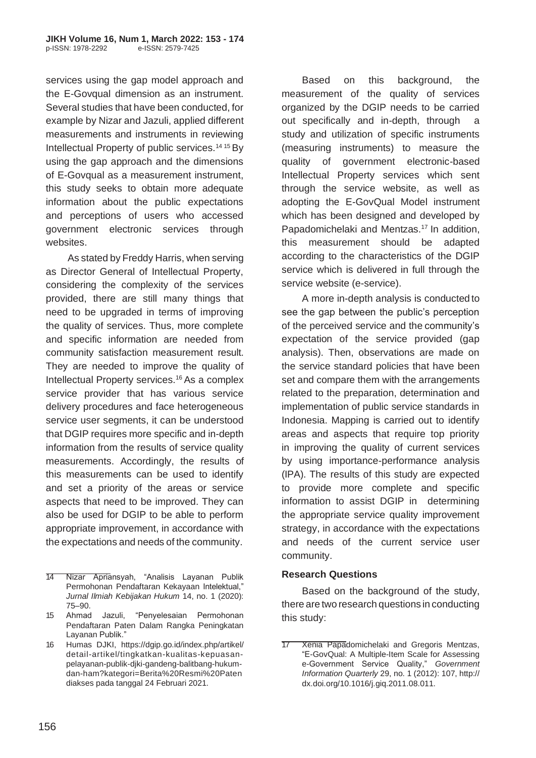services using the gap model approach and the E-Govqual dimension as an instrument. Several studies that have been conducted, for example by Nizar and Jazuli, applied different measurements and instruments in reviewing Intellectual Property of public services.[14 15] By using the gap approach and the dimensions of E-Govqual as a measurement instrument, this study seeks to obtain more adequate information about the public expectations and perceptions of users who accessed government electronic services through websites.

As stated by Freddy Harris, when serving as Director General of Intellectual Property, considering the complexity of the services provided, there are still many things that need to be upgraded in terms of improving the quality of services. Thus, more complete and specific information are needed from community satisfaction measurement result. They are needed to improve the quality of Intellectual Property services.[16] As a complex service provider that has various service delivery procedures and face heterogeneous service user segments, it can be understood that DGIP requires more specific and in-depth information from the results of service quality measurements. Accordingly, the results of this measurements can be used to identify and set a priority of the areas or service aspects that need to be improved. They can also be used for DGIP to be able to perform appropriate improvement, in accordance with the expectations and needs of the community.

Based on this background, the measurement of the quality of services organized by the DGIP needs to be carried out specifically and in-depth, through a study and utilization of specific instruments (measuring instruments) to measure the quality of government electronic-based Intellectual Property services which sent through the service website, as well as adopting the E-GovQual Model instrument which has been designed and developed by Papadomichelaki and Mentzas.[17] In addition, this measurement should be adapted according to the characteristics of the DGIP service which is delivered in full through the service website (e-service).

A more in-depth analysis is conducted to see the gap between the public's perception of the perceived service and the community's expectation of the service provided (gap analysis). Then, observations are made on the service standard policies that have been set and compare them with the arrangements related to the preparation, determination and implementation of public service standards in Indonesia. Mapping is carried out to identify areas and aspects that require top priority in improving the quality of current services by using importance-performance analysis (IPA). The results of this study are expected to provide more complete and specific information to assist DGIP in determining the appropriate service quality improvement strategy, in accordance with the expectations and needs of the current service user community.

### Research Questions

Based on the background of the study, there are two research questions in conducting this study:

---

14 Nizar Apriansyah, "Analisis Layanan Publik Permohonan Pendaftaran Kekayaan Intelektual," *Jurnal Ilmiah Kebijakan Hukum* 14, no. 1 (2020): 75–90.

15 Ahmad Jazuli, "Penyelesaian Permohonan Pendaftaran Paten Dalam Rangka Peningkatan Layanan Publik."

16 Humas DJKI, https://dgip.go.id/index.php/artikel/detail-artikel/tingkatkan-kualitas-kepuasan-pelayanan-publik-djki-gandeng-balitbang-hukum-dan-ham?kategori=Berita%20Resmi%20Paten diakses pada tanggal 24 Februari 2021.

17 Xenia Papadomichelaki and Gregoris Mentzas, "E-GovQual: A Multiple-Item Scale for Assessing e-Government Service Quality," *Government Information Quarterly* 29, no. 1 (2012): 107, http://dx.doi.org/10.1016/j.giq.2011.08.011.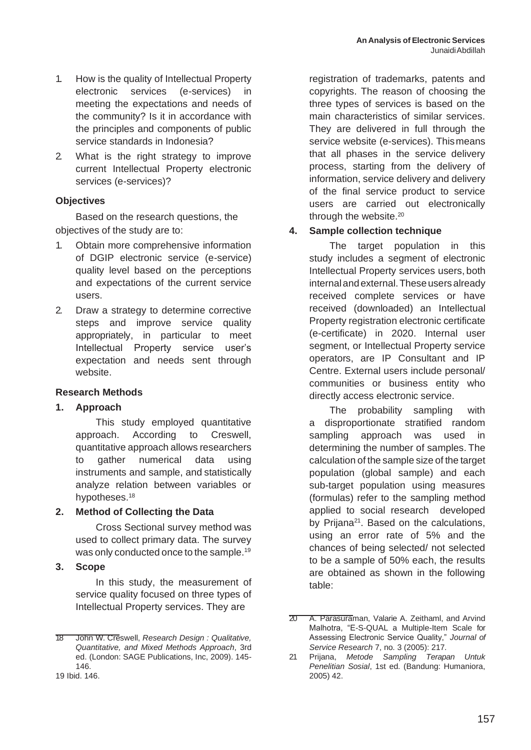1. How is the quality of Intellectual Property electronic services (e-services) in meeting the expectations and needs of the community? Is it in accordance with the principles and components of public service standards in Indonesia?
2. What is the right strategy to improve current Intellectual Property electronic services (e-services)?

### Objectives

Based on the research questions, the objectives of the study are to:

1. Obtain more comprehensive information of DGIP electronic service (e-service) quality level based on the perceptions and expectations of the current service users.
2. Draw a strategy to determine corrective steps and improve service quality appropriately, in particular to meet Intellectual Property service user's expectation and needs sent through website.

### Research Methods

**1. Approach**

This study employed quantitative approach. According to Creswell, quantitative approach allows researchers to gather numerical data using instruments and sample, and statistically analyze relation between variables or hypotheses.[18]

**2. Method of Collecting the Data**

Cross Sectional survey method was used to collect primary data. The survey was only conducted once to the sample.[19]

**3. Scope**

In this study, the measurement of service quality focused on three types of Intellectual Property services. They are registration of trademarks, patents and copyrights. The reason of choosing the three types of services is based on the main characteristics of similar services. They are delivered in full through the service website (e-services). This means that all phases in the service delivery process, starting from the delivery of information, service delivery and delivery of the final service product to service users are carried out electronically through the website.[20]

**4. Sample collection technique**

The target population in this study includes a segment of electronic Intellectual Property services users, both internal and external. These users already received complete services or have received (downloaded) an Intellectual Property registration electronic certificate (e-certificate) in 2020. Internal user segment, or Intellectual Property service operators, are IP Consultant and IP Centre. External users include personal/ communities or business entity who directly access electronic service.

The probability sampling with a disproportionate stratified random sampling approach was used in determining the number of samples. The calculation of the sample size of the target population (global sample) and each sub-target population using measures (formulas) refer to the sampling method applied to social research developed by Prijana[21]. Based on the calculations, using an error rate of 5% and the chances of being selected/ not selected to be a sample of 50% each, the results are obtained as shown in the following table:

---

18 John W. Creswell, *Research Design : Qualitative, Quantitative, and Mixed Methods Approach*, 3rd ed. (London: SAGE Publications, Inc, 2009). 145-146.

19 Ibid. 146.

20 A. Parasuraman, Valarie A. Zeithaml, and Arvind Malhotra, "E-S-QUAL a Multiple-Item Scale for Assessing Electronic Service Quality," *Journal of Service Research* 7, no. 3 (2005): 217.

21 Prijana, *Metode Sampling Terapan Untuk Penelitian Sosial*, 1st ed. (Bandung: Humaniora, 2005) 42.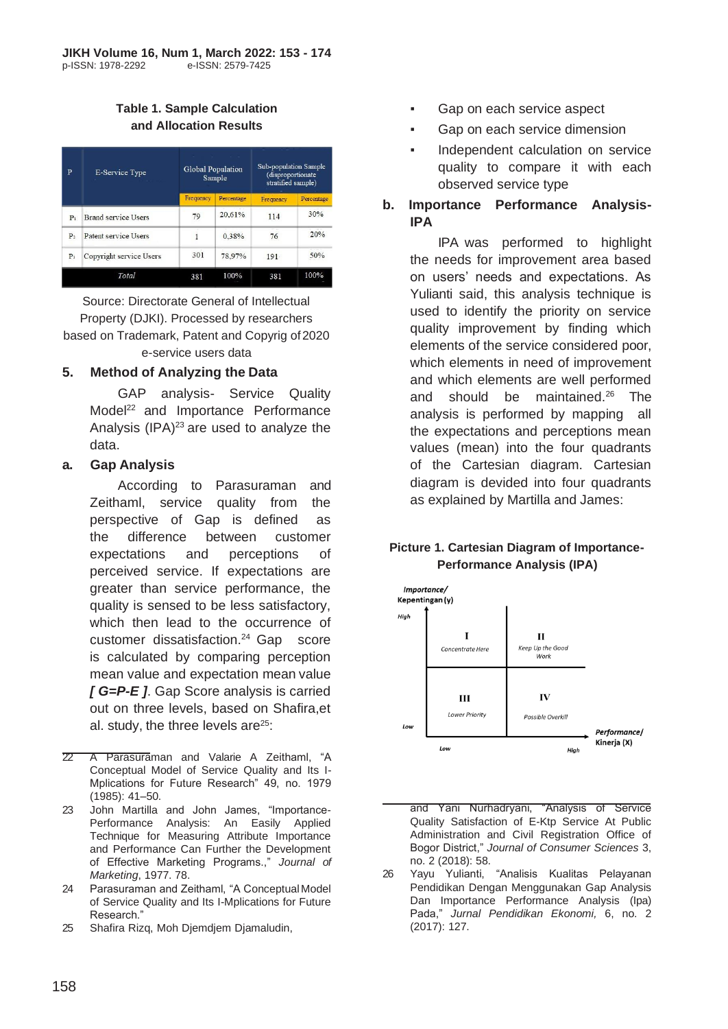**Table 1. Sample Calculation and Allocation Results**

| P | E-Service Type | Global Population Sample | | Sub-population Sample (disproportionate stratified sample) | |
|---|---|---|---|---|---|
| | | Frequency | Percentage | Frequency | Percentage |
| P1 | Brand service Users | 79 | 20,61% | 114 | 30% |
| P2 | Patent service Users | 1 | 0,38% | 76 | 20% |
| P3 | Copyright service Users | 301 | 78,97% | 191 | 50% |
| | *Total* | 381 | 100% | 381 | 100% |

Source: Directorate General of Intellectual Property (DJKI). Processed by researchers based on Trademark, Patent and Copyrig of 2020 e-service users data

## 5. Method of Analyzing the Data

GAP analysis- Service Quality Model[22] and Importance Performance Analysis (IPA)[23] are used to analyze the data.

### a. Gap Analysis

According to Parasuraman and Zeithaml, service quality from the perspective of Gap is defined as the difference between customer expectations and perceptions of perceived service. If expectations are greater than service performance, the quality is sensed to be less satisfactory, which then lead to the occurrence of customer dissatisfaction.[24] Gap score is calculated by comparing perception mean value and expectation mean value ***[ G=P-E ]***. Gap Score analysis is carried out on three levels, based on Shafira,et al. study, the three levels are[25]:

- Gap on each service aspect
- Gap on each service dimension
- Independent calculation on service quality to compare it with each observed service type

### b. Importance Performance Analysis-IPA

IPA was performed to highlight the needs for improvement area based on users' needs and expectations. As Yulianti said, this analysis technique is used to identify the priority on service quality improvement by finding which elements of the service considered poor, which elements in need of improvement and which elements are well performed and should be maintained.[26] The analysis is performed by mapping all the expectations and perceptions mean values (mean) into the four quadrants of the Cartesian diagram. Cartesian diagram is devided into four quadrants as explained by Martilla and James:

**Picture 1. Cartesian Diagram of Importance-Performance Analysis (IPA)**

| Importance/Kepentingan (y) | Low Performance | High Performance |
|---|---|---|
| High | I — Concentrate Here | II — Keep Up the Good Work |
| Low | III — Lower Priority | IV — Possible Overkill |

Performance/Kinerja (X)

---

22 A Parasuraman and Valarie A Zeithaml, "A Conceptual Model of Service Quality and Its I-Mplications for Future Research" 49, no. 1979 (1985): 41–50.

23 John Martilla and John James, "Importance-Performance Analysis: An Easily Applied Technique for Measuring Attribute Importance and Performance Can Further the Development of Effective Marketing Programs.," *Journal of Marketing*, 1977. 78.

24 Parasuraman and Zeithaml, "A Conceptual Model of Service Quality and Its I-Mplications for Future Research."

25 Shafira Rizq, Moh Djemdjem Djamaludin, and Yani Nurhadryani, "Analysis of Service Quality Satisfaction of E-Ktp Service At Public Administration and Civil Registration Office of Bogor District," *Journal of Consumer Sciences* 3, no. 2 (2018): 58.

26 Yayu Yulianti, "Analisis Kualitas Pelayanan Pendidikan Dengan Menggunakan Gap Analysis Dan Importance Performance Analysis (Ipa) Pada," *Jurnal Pendidikan Ekonomi*, 6, no. 2 (2017): 127.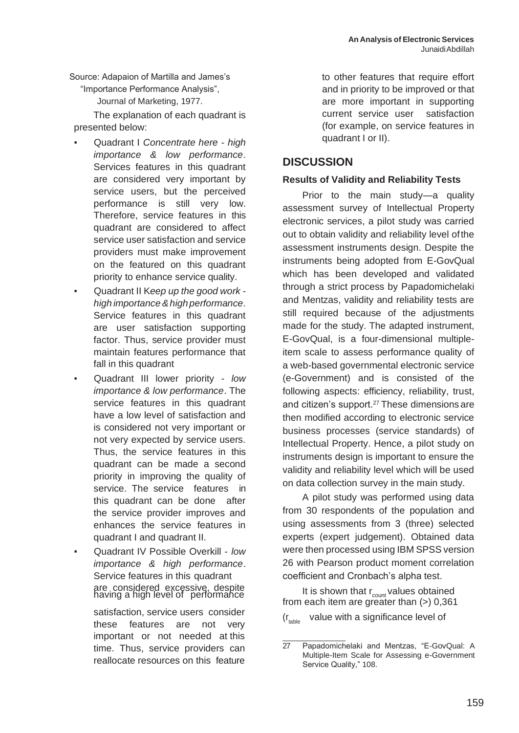Source: Adapaion of Martilla and James's "Importance Performance Analysis", Journal of Marketing, 1977.

The explanation of each quadrant is presented below:

- Quadrant I *Concentrate here - high importance & low performance*. Services features in this quadrant are considered very important by service users, but the perceived performance is still very low. Therefore, service features in this quadrant are considered to affect service user satisfaction and service providers must make improvement on the featured on this quadrant priority to enhance service quality.
- Quadrant II K*eep up the good work - high importance & high performance*. Service features in this quadrant are user satisfaction supporting factor. Thus, service provider must maintain features performance that fall in this quadrant
- Quadrant III lower priority - *low importance & low performance*. The service features in this quadrant have a low level of satisfaction and is considered not very important or not very expected by service users. Thus, the service features in this quadrant can be made a second priority in improving the quality of service. The service features in this quadrant can be done after the service provider improves and enhances the service features in quadrant I and quadrant II.
- Quadrant IV Possible Overkill - *low importance & high performance*. Service features in this quadrant are considered excessive, despite having a high level of performance satisfaction, service users consider these features are not very important or not needed at this time. Thus, service providers can reallocate resources on this feature to other features that require effort and in priority to be improved or that are more important in supporting current service user satisfaction (for example, on service features in quadrant I or II).

## DISCUSSION

### Results of Validity and Reliability Tests

Prior to the main study—a quality assessment survey of Intellectual Property electronic services, a pilot study was carried out to obtain validity and reliability level of the assessment instruments design. Despite the instruments being adopted from E-GovQual which has been developed and validated through a strict process by Papadomichelaki and Mentzas, validity and reliability tests are still required because of the adjustments made for the study. The adapted instrument, E-GovQual, is a four-dimensional multiple-item scale to assess performance quality of a web-based governmental electronic service (e-Government) and is consisted of the following aspects: efficiency, reliability, trust, and citizen's support.[27] These dimensions are then modified according to electronic service business processes (service standards) of Intellectual Property. Hence, a pilot study on instruments design is important to ensure the validity and reliability level which will be used on data collection survey in the main study.

A pilot study was performed using data from 30 respondents of the population and using assessments from 3 (three) selected experts (expert judgement). Obtained data were then processed using IBM SPSS version 26 with Pearson product moment correlation coefficient and Cronbach's alpha test.

It is shown that $r_{count}$ values obtained from each item are greater than (>) 0,361 ($r_{table}$ value with a significance level of

---

27 Papadomichelaki and Mentzas, "E-GovQual: A Multiple-Item Scale for Assessing e-Government Service Quality," 108.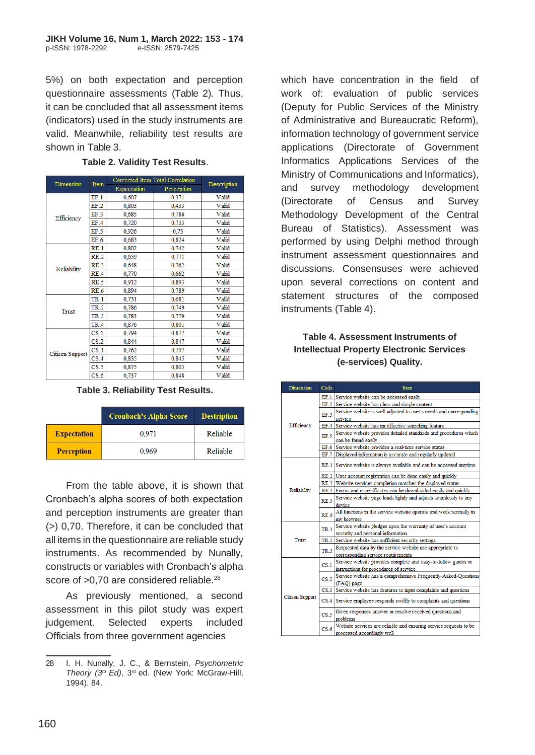5%) on both expectation and perception questionnaire assessments (Table 2). Thus, it can be concluded that all assessment items (indicators) used in the study instruments are valid. Meanwhile, reliability test results are shown in Table 3.

**Table 2. Validity Test Results**.

| Dimension | Item | Corrected Item Total Correlation | | Description |
|---|---|---|---|---|
| | | Expectation | Perception | |
| Efficiency | EF.1 | 0,607 | 0,371 | Valid |
| | EF.2 | 0,803 | 0,433 | Valid |
| | EF.3 | 0,685 | 0,786 | Valid |
| | EF.4 | 0,720 | 0,733 | Valid |
| | EF.5 | 0,926 | 0,75 | Valid |
| | EF.6 | 0,683 | 0,824 | Valid |
| Reliability | RE.1 | 0,802 | 0,742 | Valid |
| | RE.2 | 0,659 | 0,771 | Valid |
| | RE.3 | 0,648 | 0,762 | Valid |
| | RE.4 | 0,770 | 0,662 | Valid |
| | RE.5 | 0,912 | 0,893 | Valid |
| | RE.6 | 0,894 | 0,789 | Valid |
| Trust | TR.1 | 0,731 | 0,681 | Valid |
| | TR.2 | 0,786 | 0,749 | Valid |
| | TR.3 | 0,783 | 0,779 | Valid |
| | TR.4 | 0,876 | 0,801 | Valid |
| Citizen Support | CS.1 | 0,794 | 0,877 | Valid |
| | CS.2 | 0,844 | 0,847 | Valid |
| | CS.3 | 0,762 | 0,797 | Valid |
| | CS.4 | 0,835 | 0,845 | Valid |
| | CS.5 | 0,875 | 0,805 | Valid |
| | CS.6 | 0,737 | 0,848 | Valid |

**Table 3. Reliability Test Results.**

| | Cronbach's Alpha Score | Destription |
|---|---|---|
| **Expectation** | 0,971 | Reliable |
| **Perception** | 0,969 | Reliable |

From the table above, it is shown that Cronbach's alpha scores of both expectation and perception instruments are greater than (>) 0,70. Therefore, it can be concluded that all items in the questionnaire are reliable study instruments. As recommended by Nunally, constructs or variables with Cronbach's alpha score of >0,70 are considered reliable.[28]

As previously mentioned, a second assessment in this pilot study was expert judgement. Selected experts included Officials from three government agencies which have concentration in the field of work of: evaluation of public services (Deputy for Public Services of the Ministry of Administrative and Bureaucratic Reform), information technology of government service applications (Directorate of Government Informatics Applications Services of the Ministry of Communications and Informatics), and survey methodology development (Directorate of Census and Survey Methodology Development of the Central Bureau of Statistics). Assessment was performed by using Delphi method through instrument assessment questionnaires and discussions. Consensuses were achieved upon several corrections on content and statement structures of the composed instruments (Table 4).

**Table 4. Assessment Instruments of Intellectual Property Electronic Services (e-services) Quality.**

| Dimension | Code | Item |
|---|---|---|
| Efficiency | EF.1 | Service website can be accessed easily |
| | EF.2 | Service website has clear and simple content |
| | EF.3 | Service website is well-adjusted to user's needs and corresponding service |
| | EF.4 | Service website has an effective searching feature |
| | EF.5 | Service website provides detailed standards and procedures which can be found easily |
| | EF.6 | Service website provides a real-time service status |
| | EF.7 | Displayed information is accurate and regularly updated |
| Reliability | RE.1 | Service website is always available and can be accessed anytime |
| | RE.2 | User account registration can be done easily and quickly |
| | RE.3 | Website services completion matches the displayed status |
| | RE.4 | Forms and e-certificates can be downloaded easily and quickly |
| | RE.5 | Service website page loads lightly and adjusts seamlessly to any device |
| | RE.6 | All functions in the service website operate and work normally in my browser |
| Trust | TR.1 | Service website pledges upon the warranty of user's account security and personal information |
| | TR.2 | Service website has sufficient security settings |
| | TR.3 | Requested data by the service website are appropriate to corresponding service requirements |
| Citizen Support | CS.1 | Service website provides complete and easy-to-follow guides or instructions for procedures of service |
| | CS.2 | Service website has a comprehensive Frequently-Asked-Questions (FAQ) page |
| | CS.3 | Service website has features to input complaints and questions |
| | CS.4 | Service employee responds swiftly to complaints and questions |
| | CS.5 | Given responses answer or resolve received questions and problems |
| | CS.6 | Website services are reliable and ensuring service requests to be processed accordingly well |

---

28 I. H. Nunally, J. C., & Bernstein, *Psychometric Theory (3rd Ed)*, 3rd ed. (New York: McGraw-Hill, 1994). 84.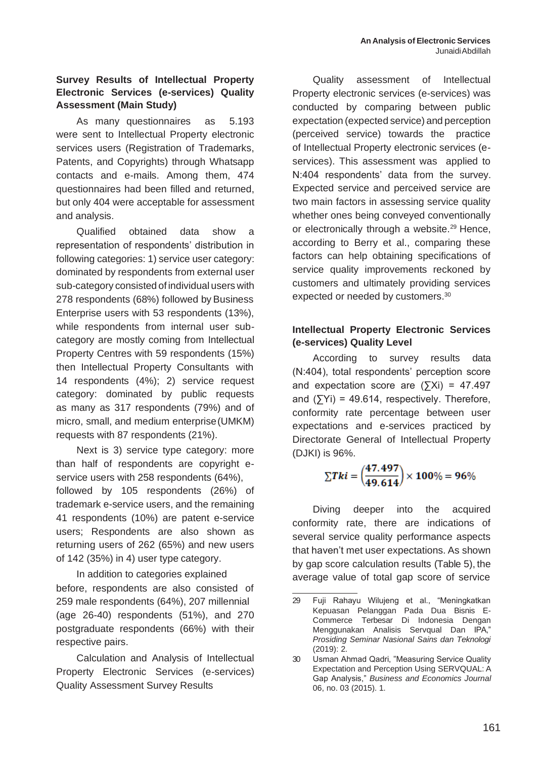### Survey Results of Intellectual Property Electronic Services (e-services) Quality Assessment (Main Study)

As many questionnaires as 5.193 were sent to Intellectual Property electronic services users (Registration of Trademarks, Patents, and Copyrights) through Whatsapp contacts and e-mails. Among them, 474 questionnaires had been filled and returned, but only 404 were acceptable for assessment and analysis.

Qualified obtained data show a representation of respondents' distribution in following categories: 1) service user category: dominated by respondents from external user sub-category consisted of individual users with 278 respondents (68%) followed by Business Enterprise users with 53 respondents (13%), while respondents from internal user sub-category are mostly coming from Intellectual Property Centres with 59 respondents (15%) then Intellectual Property Consultants with 14 respondents (4%); 2) service request category: dominated by public requests as many as 317 respondents (79%) and of micro, small, and medium enterprise (UMKM) requests with 87 respondents (21%).

Next is 3) service type category: more than half of respondents are copyright e-service users with 258 respondents (64%), followed by 105 respondents (26%) of trademark e-service users, and the remaining 41 respondents (10%) are patent e-service users; Respondents are also shown as returning users of 262 (65%) and new users of 142 (35%) in 4) user type category.

In addition to categories explained before, respondents are also consisted of 259 male respondents (64%), 207 millennial (age 26-40) respondents (51%), and 270 postgraduate respondents (66%) with their respective pairs.

Calculation and Analysis of Intellectual Property Electronic Services (e-services) Quality Assessment Survey Results

Quality assessment of Intellectual Property electronic services (e-services) was conducted by comparing between public expectation (expected service) and perception (perceived service) towards the practice of Intellectual Property electronic services (e-services). This assessment was applied to N:404 respondents' data from the survey. Expected service and perceived service are two main factors in assessing service quality whether ones being conveyed conventionally or electronically through a website.[29] Hence, according to Berry et al., comparing these factors can help obtaining specifications of service quality improvements reckoned by customers and ultimately providing services expected or needed by customers.[30]

### Intellectual Property Electronic Services (e-services) Quality Level

According to survey results data (N:404), total respondents' perception score and expectation score are ($\sum Xi$) = 47.497 and ($\sum Yi$) = 49.614, respectively. Therefore, conformity rate percentage between user expectations and e-services practiced by Directorate General of Intellectual Property (DJKI) is 96%.

$$\sum \boldsymbol{Tki} = \left(\frac{\mathbf{47.497}}{\mathbf{49.614}}\right) \times \mathbf{100\%} = \mathbf{96\%}$$

Diving deeper into the acquired conformity rate, there are indications of several service quality performance aspects that haven't met user expectations. As shown by gap score calculation results (Table 5), the average value of total gap score of service

---

29 Fuji Rahayu Wilujeng et al., "Meningkatkan Kepuasan Pelanggan Pada Dua Bisnis E-Commerce Terbesar Di Indonesia Dengan Menggunakan Analisis Servqual Dan IPA," *Prosiding Seminar Nasional Sains dan Teknologi* (2019): 2.

30 Usman Ahmad Qadri, "Measuring Service Quality Expectation and Perception Using SERVQUAL: A Gap Analysis," *Business and Economics Journal* 06, no. 03 (2015). 1.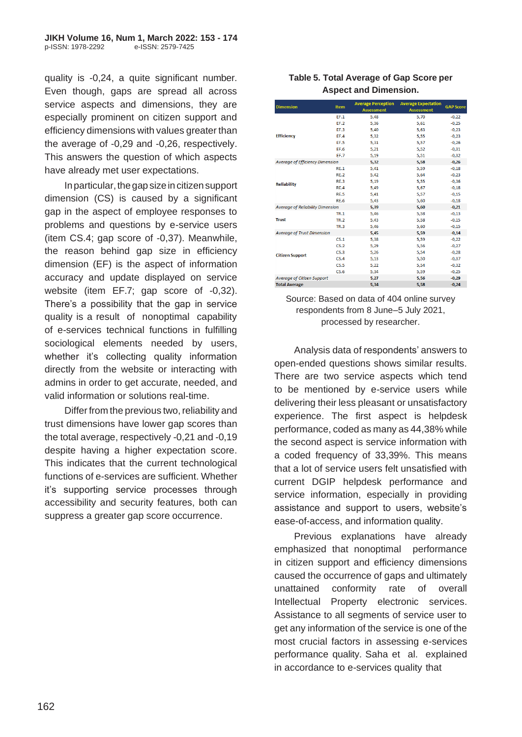quality is -0,24, a quite significant number. Even though, gaps are spread all across service aspects and dimensions, they are especially prominent on citizen support and efficiency dimensions with values greater than the average of -0,29 and -0,26, respectively. This answers the question of which aspects have already met user expectations.

In particular, the gap size in citizen support dimension (CS) is caused by a significant gap in the aspect of employee responses to problems and questions by e-service users (item CS.4; gap score of -0,37). Meanwhile, the reason behind gap size in efficiency dimension (EF) is the aspect of information accuracy and update displayed on service website (item EF.7; gap score of -0,32). There's a possibility that the gap in service quality is a result of nonoptimal capability of e-services technical functions in fulfilling sociological elements needed by users, whether it's collecting quality information directly from the website or interacting with admins in order to get accurate, needed, and valid information or solutions real-time.

Differ from the previous two, reliability and trust dimensions have lower gap scores than the total average, respectively -0,21 and -0,19 despite having a higher expectation score. This indicates that the current technological functions of e-services are sufficient. Whether it's supporting service processes through accessibility and security features, both can suppress a greater gap score occurrence.

**Table 5. Total Average of Gap Score per Aspect and Dimension.**

| Dimension | Item | Average Perception Assessment | Average Expectation Assessment | GAP Score |
|---|---|---|---|---|
| Efficiency | EF.1 | 5,48 | 5,70 | -0,22 |
| | EF.2 | 5,36 | 5,61 | -0,25 |
| | EF.3 | 5,40 | 5,63 | -0,23 |
| | EF.4 | 5,32 | 5,55 | -0,23 |
| | EF.5 | 5,31 | 5,57 | -0,26 |
| | EF.6 | 5,21 | 5,52 | -0,31 |
| | EF.7 | 5,19 | 5,51 | -0,32 |
| *Average of Efficiency Dimension* | | 5,32 | 5,58 | -0,26 |
| Reliability | RE.1 | 5,41 | 5,59 | -0,18 |
| | RE.2 | 5,42 | 5,64 | -0,23 |
| | RE.3 | 5,19 | 5,55 | -0,36 |
| | RE.4 | 5,49 | 5,67 | -0,18 |
| | RE.5 | 5,41 | 5,57 | -0,15 |
| | RE.6 | 5,43 | 5,60 | -0,18 |
| *Average of Reliability Dimension* | | 5,39 | 5,60 | -0,21 |
| Trust | TR.1 | 5,46 | 5,58 | -0,13 |
| | TR.2 | 5,43 | 5,58 | -0,15 |
| | TR.3 | 5,46 | 5,60 | -0,15 |
| *Average of Trust Dimension* | | 5,45 | 5,59 | -0,14 |
| Citizen Support | CS.1 | 5,38 | 5,59 | -0,22 |
| | CS.2 | 5,29 | 5,56 | -0,27 |
| | CS.3 | 5,26 | 5,54 | -0,28 |
| | CS.4 | 5,13 | 5,50 | -0,37 |
| | CS.5 | 5,22 | 5,54 | -0,32 |
| | CS.6 | 5,34 | 5,59 | -0,25 |
| *Average of Citizen Support* | | 5,27 | 5,56 | -0,29 |
| **Total Average** | | 5,34 | 5,58 | -0,24 |

Source: Based on data of 404 online survey respondents from 8 June–5 July 2021, processed by researcher.

Analysis data of respondents' answers to open-ended questions shows similar results. There are two service aspects which tend to be mentioned by e-service users while delivering their less pleasant or unsatisfactory experience. The first aspect is helpdesk performance, coded as many as 44,38% while the second aspect is service information with a coded frequency of 33,39%. This means that a lot of service users felt unsatisfied with current DGIP helpdesk performance and service information, especially in providing assistance and support to users, website's ease-of-access, and information quality.

Previous explanations have already emphasized that nonoptimal performance in citizen support and efficiency dimensions caused the occurrence of gaps and ultimately unattained conformity rate of overall Intellectual Property electronic services. Assistance to all segments of service user to get any information of the service is one of the most crucial factors in assessing e-services performance quality. Saha et al. explained in accordance to e-services quality that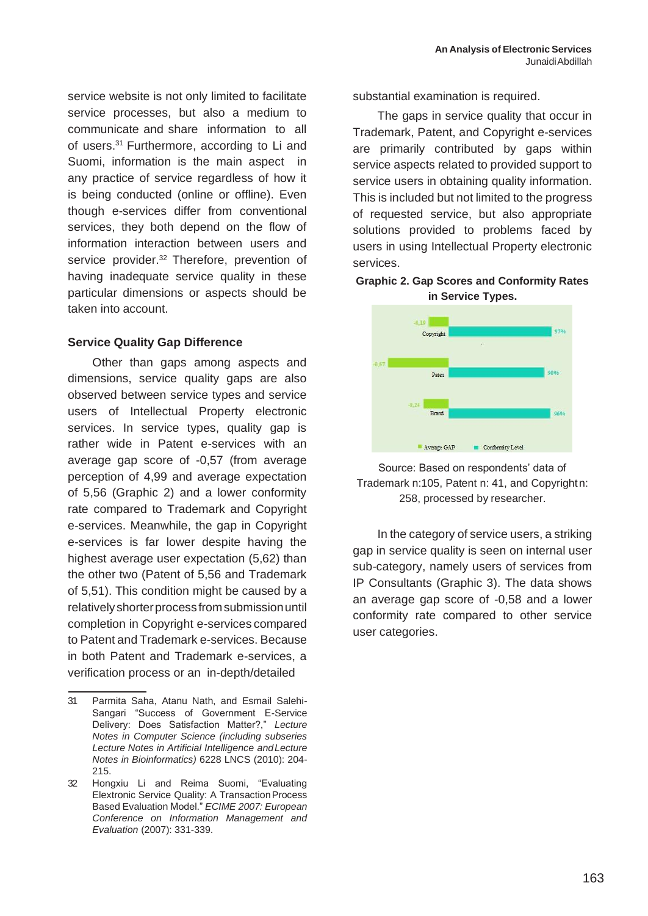service website is not only limited to facilitate service processes, but also a medium to communicate and share information to all of users.[31] Furthermore, according to Li and Suomi, information is the main aspect in any practice of service regardless of how it is being conducted (online or offline). Even though e-services differ from conventional services, they both depend on the flow of information interaction between users and service provider.[32] Therefore, prevention of having inadequate service quality in these particular dimensions or aspects should be taken into account.

### Service Quality Gap Difference

Other than gaps among aspects and dimensions, service quality gaps are also observed between service types and service users of Intellectual Property electronic services. In service types, quality gap is rather wide in Patent e-services with an average gap score of -0,57 (from average perception of 4,99 and average expectation of 5,56 (Graphic 2) and a lower conformity rate compared to Trademark and Copyright e-services. Meanwhile, the gap in Copyright e-services is far lower despite having the highest average user expectation (5,62) than the other two (Patent of 5,56 and Trademark of 5,51). This condition might be caused by a relatively shorter process from submission until completion in Copyright e-services compared to Patent and Trademark e-services. Because in both Patent and Trademark e-services, a verification process or an in-depth/detailed substantial examination is required.

The gaps in service quality that occur in Trademark, Patent, and Copyright e-services are primarily contributed by gaps within service aspects related to provided support to service users in obtaining quality information. This is included but not limited to the progress of requested service, but also appropriate solutions provided to problems faced by users in using Intellectual Property electronic services.

**Graphic 2. Gap Scores and Conformity Rates in Service Types.**

| | Average GAP | Conformity Level |
|---|---|---|
| Copyright | -0,19 | 97% |
| Paten | -0,57 | 90% |
| Brand | -0,24 | 96% |

Source: Based on respondents' data of Trademark n:105, Patent n: 41, and Copyright n: 258, processed by researcher.

In the category of service users, a striking gap in service quality is seen on internal user sub-category, namely users of services from IP Consultants (Graphic 3). The data shows an average gap score of -0,58 and a lower conformity rate compared to other service user categories.

---

31 Parmita Saha, Atanu Nath, and Esmail Salehi-Sangari "Success of Government E-Service Delivery: Does Satisfaction Matter?," *Lecture Notes in Computer Science (including subseries Lecture Notes in Artificial Intelligence and Lecture Notes in Bioinformatics)* 6228 LNCS (2010): 204-215.

32 Hongxiu Li and Reima Suomi, "Evaluating Elextronic Service Quality: A Transaction Process Based Evaluation Model." *ECIME 2007: European Conference on Information Management and Evaluation* (2007): 331-339.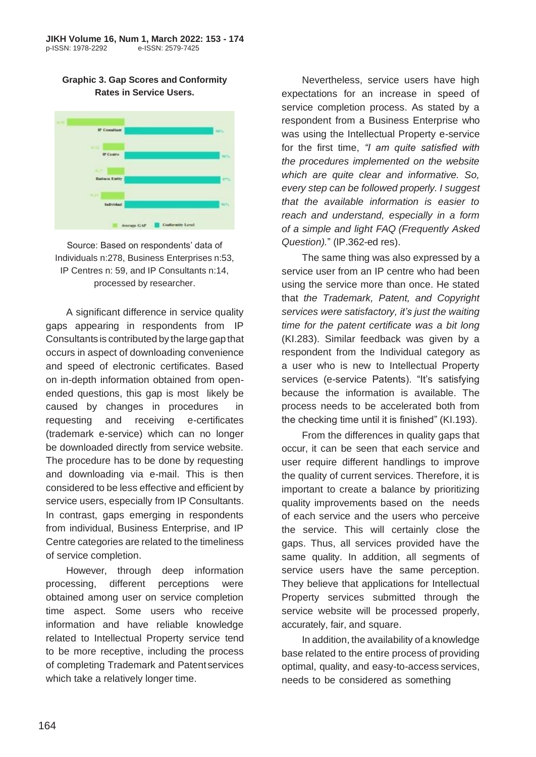**Graphic 3. Gap Scores and Conformity Rates in Service Users.**

Source: Based on respondents' data of Individuals n:278, Business Enterprises n:53, IP Centres n: 59, and IP Consultants n:14, processed by researcher.

A significant difference in service quality gaps appearing in respondents from IP Consultants is contributed by the large gap that occurs in aspect of downloading convenience and speed of electronic certificates. Based on in-depth information obtained from open-ended questions, this gap is most likely be caused by changes in procedures in requesting and receiving e-certificates (trademark e-service) which can no longer be downloaded directly from service website. The procedure has to be done by requesting and downloading via e-mail. This is then considered to be less effective and efficient by service users, especially from IP Consultants. In contrast, gaps emerging in respondents from individual, Business Enterprise, and IP Centre categories are related to the timeliness of service completion.

However, through deep information processing, different perceptions were obtained among user on service completion time aspect. Some users who receive information and have reliable knowledge related to Intellectual Property service tend to be more receptive, including the process of completing Trademark and Patent services which take a relatively longer time.

Nevertheless, service users have high expectations for an increase in speed of service completion process. As stated by a respondent from a Business Enterprise who was using the Intellectual Property e-service for the first time, *"I am quite satisfied with the procedures implemented on the website which are quite clear and informative. So, every step can be followed properly. I suggest that the available information is easier to reach and understand, especially in a form of a simple and light FAQ (Frequently Asked Question).*" (IP.362-ed res).

The same thing was also expressed by a service user from an IP centre who had been using the service more than once. He stated that *the Trademark, Patent, and Copyright services were satisfactory, it's just the waiting time for the patent certificate was a bit long* (KI.283). Similar feedback was given by a respondent from the Individual category as a user who is new to Intellectual Property services (e-service Patents). "It's satisfying because the information is available. The process needs to be accelerated both from the checking time until it is finished" (KI.193).

From the differences in quality gaps that occur, it can be seen that each service and user require different handlings to improve the quality of current services. Therefore, it is important to create a balance by prioritizing quality improvements based on the needs of each service and the users who perceive the service. This will certainly close the gaps. Thus, all services provided have the same quality. In addition, all segments of service users have the same perception. They believe that applications for Intellectual Property services submitted through the service website will be processed properly, accurately, fair, and square.

In addition, the availability of a knowledge base related to the entire process of providing optimal, quality, and easy-to-access services, needs to be considered as something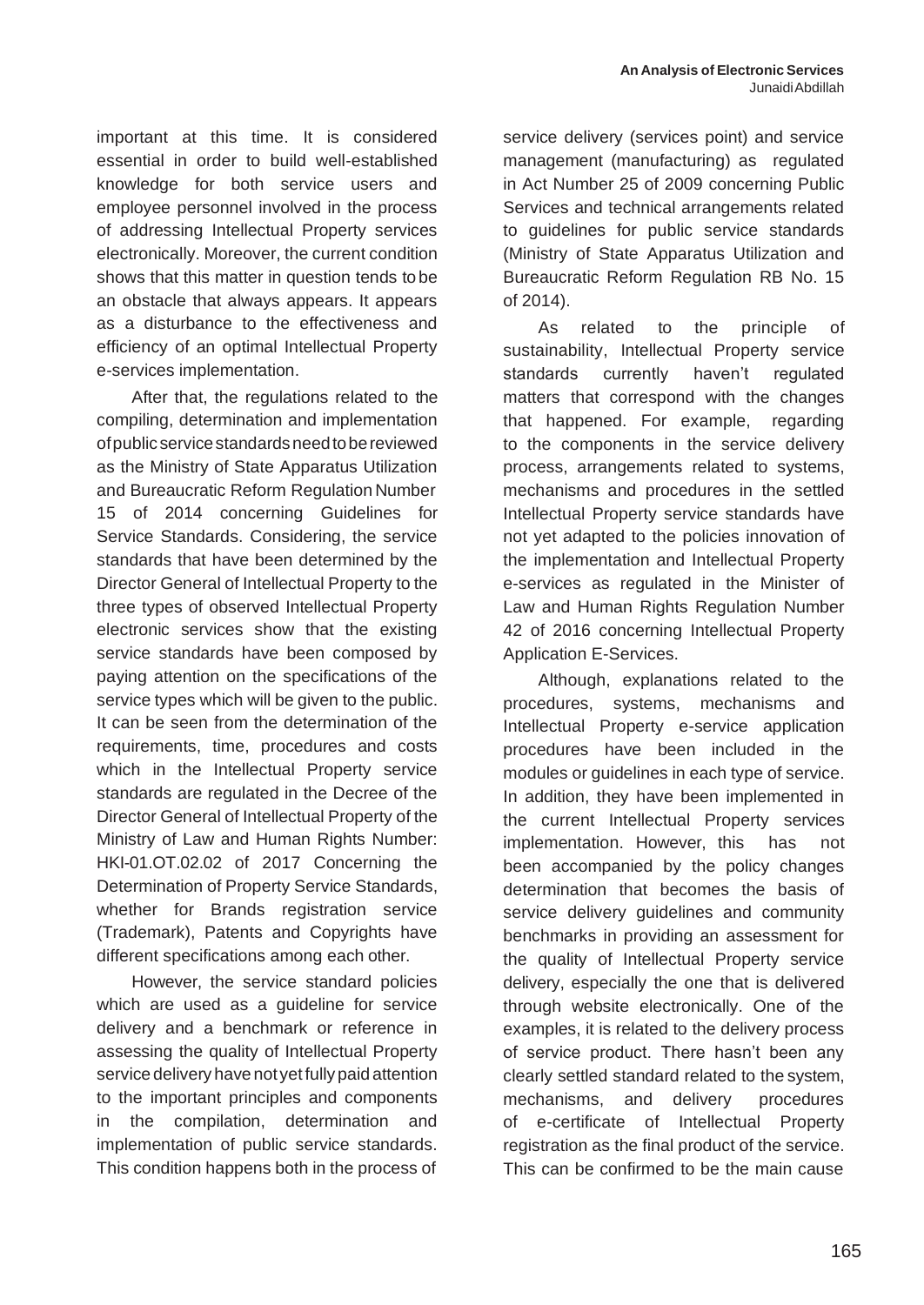important at this time. It is considered essential in order to build well-established knowledge for both service users and employee personnel involved in the process of addressing Intellectual Property services electronically. Moreover, the current condition shows that this matter in question tends to be an obstacle that always appears. It appears as a disturbance to the effectiveness and efficiency of an optimal Intellectual Property e-services implementation.

After that, the regulations related to the compiling, determination and implementation of public service standards need to be reviewed as the Ministry of State Apparatus Utilization and Bureaucratic Reform Regulation Number 15 of 2014 concerning Guidelines for Service Standards. Considering, the service standards that have been determined by the Director General of Intellectual Property to the three types of observed Intellectual Property electronic services show that the existing service standards have been composed by paying attention on the specifications of the service types which will be given to the public. It can be seen from the determination of the requirements, time, procedures and costs which in the Intellectual Property service standards are regulated in the Decree of the Director General of Intellectual Property of the Ministry of Law and Human Rights Number: HKI-01.OT.02.02 of 2017 Concerning the Determination of Property Service Standards, whether for Brands registration service (Trademark), Patents and Copyrights have different specifications among each other.

However, the service standard policies which are used as a guideline for service delivery and a benchmark or reference in assessing the quality of Intellectual Property service delivery have not yet fully paid attention to the important principles and components in the compilation, determination and implementation of public service standards. This condition happens both in the process of service delivery (services point) and service management (manufacturing) as regulated in Act Number 25 of 2009 concerning Public Services and technical arrangements related to guidelines for public service standards (Ministry of State Apparatus Utilization and Bureaucratic Reform Regulation RB No. 15 of 2014).

As related to the principle of sustainability, Intellectual Property service standards currently haven't regulated matters that correspond with the changes that happened. For example, regarding to the components in the service delivery process, arrangements related to systems, mechanisms and procedures in the settled Intellectual Property service standards have not yet adapted to the policies innovation of the implementation and Intellectual Property e-services as regulated in the Minister of Law and Human Rights Regulation Number 42 of 2016 concerning Intellectual Property Application E-Services.

Although, explanations related to the procedures, systems, mechanisms and Intellectual Property e-service application procedures have been included in the modules or guidelines in each type of service. In addition, they have been implemented in the current Intellectual Property services implementation. However, this has not been accompanied by the policy changes determination that becomes the basis of service delivery guidelines and community benchmarks in providing an assessment for the quality of Intellectual Property service delivery, especially the one that is delivered through website electronically. One of the examples, it is related to the delivery process of service product. There hasn't been any clearly settled standard related to the system, mechanisms, and delivery procedures of e-certificate of Intellectual Property registration as the final product of the service. This can be confirmed to be the main cause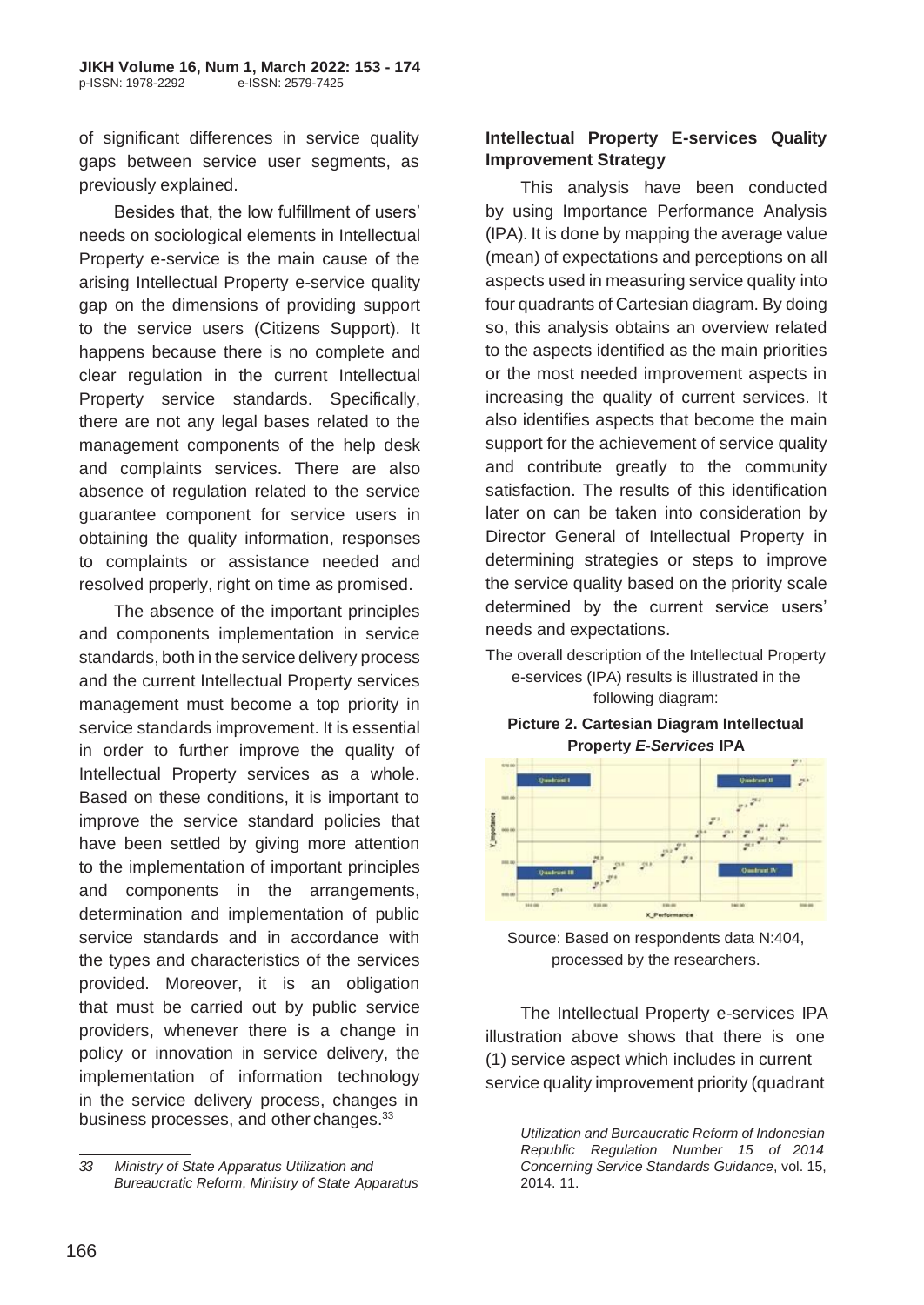of significant differences in service quality gaps between service user segments, as previously explained.

Besides that, the low fulfillment of users' needs on sociological elements in Intellectual Property e-service is the main cause of the arising Intellectual Property e-service quality gap on the dimensions of providing support to the service users (Citizens Support). It happens because there is no complete and clear regulation in the current Intellectual Property service standards. Specifically, there are not any legal bases related to the management components of the help desk and complaints services. There are also absence of regulation related to the service guarantee component for service users in obtaining the quality information, responses to complaints or assistance needed and resolved properly, right on time as promised.

The absence of the important principles and components implementation in service standards, both in the service delivery process and the current Intellectual Property services management must become a top priority in service standards improvement. It is essential in order to further improve the quality of Intellectual Property services as a whole. Based on these conditions, it is important to improve the service standard policies that have been settled by giving more attention to the implementation of important principles and components in the arrangements, determination and implementation of public service standards and in accordance with the types and characteristics of the services provided. Moreover, it is an obligation that must be carried out by public service providers, whenever there is a change in policy or innovation in service delivery, the implementation of information technology in the service delivery process, changes in business processes, and other changes.[33]

### Intellectual Property E-services Quality Improvement Strategy

This analysis have been conducted by using Importance Performance Analysis (IPA). It is done by mapping the average value (mean) of expectations and perceptions on all aspects used in measuring service quality into four quadrants of Cartesian diagram. By doing so, this analysis obtains an overview related to the aspects identified as the main priorities or the most needed improvement aspects in increasing the quality of current services. It also identifies aspects that become the main support for the achievement of service quality and contribute greatly to the community satisfaction. The results of this identification later on can be taken into consideration by Director General of Intellectual Property in determining strategies or steps to improve the service quality based on the priority scale determined by the current service users' needs and expectations.

The overall description of the Intellectual Property e-services (IPA) results is illustrated in the following diagram:

**Picture 2. Cartesian Diagram Intellectual Property *E-Services* IPA**

Source: Based on respondents data N:404, processed by the researchers.

The Intellectual Property e-services IPA illustration above shows that there is one (1) service aspect which includes in current service quality improvement priority (quadrant

33 Ministry of State Apparatus Utilization and Bureaucratic Reform, *Ministry of State Apparatus Utilization and Bureaucratic Reform of Indonesian Republic Regulation Number 15 of 2014 Concerning Service Standards Guidance*, vol. 15, 2014. 11.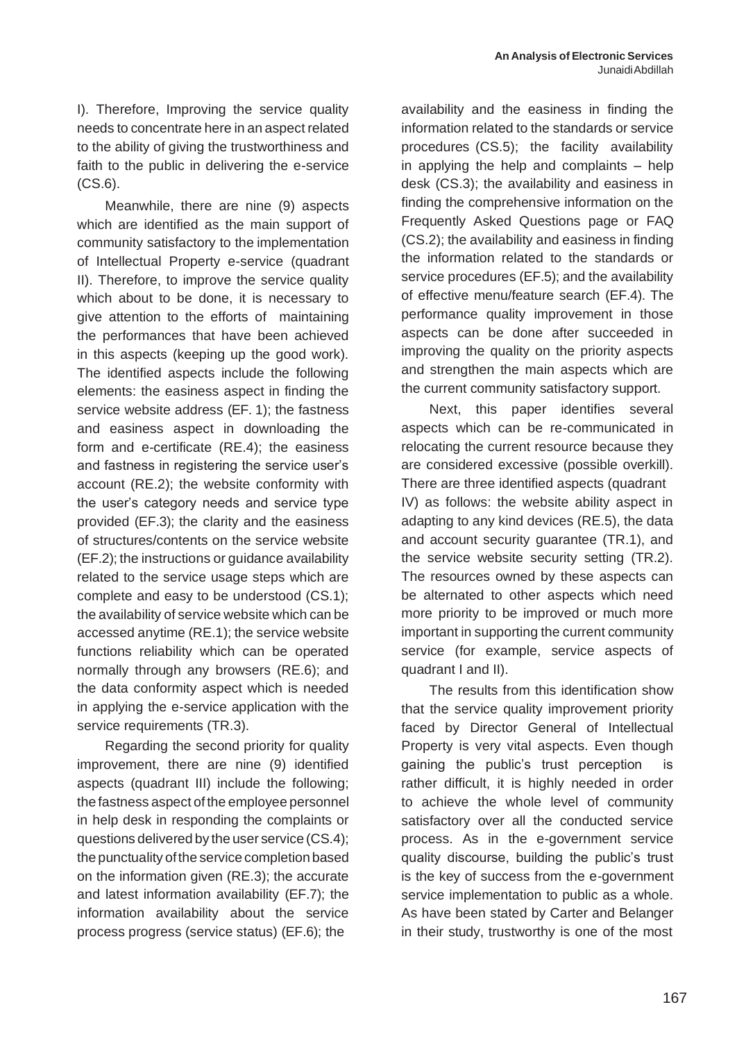I). Therefore, Improving the service quality needs to concentrate here in an aspect related to the ability of giving the trustworthiness and faith to the public in delivering the e-service (CS.6).

Meanwhile, there are nine (9) aspects which are identified as the main support of community satisfactory to the implementation of Intellectual Property e-service (quadrant II). Therefore, to improve the service quality which about to be done, it is necessary to give attention to the efforts of maintaining the performances that have been achieved in this aspects (keeping up the good work). The identified aspects include the following elements: the easiness aspect in finding the service website address (EF. 1); the fastness and easiness aspect in downloading the form and e-certificate (RE.4); the easiness and fastness in registering the service user's account (RE.2); the website conformity with the user's category needs and service type provided (EF.3); the clarity and the easiness of structures/contents on the service website (EF.2); the instructions or guidance availability related to the service usage steps which are complete and easy to be understood (CS.1); the availability of service website which can be accessed anytime (RE.1); the service website functions reliability which can be operated normally through any browsers (RE.6); and the data conformity aspect which is needed in applying the e-service application with the service requirements (TR.3).

Regarding the second priority for quality improvement, there are nine (9) identified aspects (quadrant III) include the following; the fastness aspect of the employee personnel in help desk in responding the complaints or questions delivered by the user service (CS.4); the punctuality of the service completion based on the information given (RE.3); the accurate and latest information availability (EF.7); the information availability about the service process progress (service status) (EF.6); the availability and the easiness in finding the information related to the standards or service procedures (CS.5); the facility availability in applying the help and complaints – help desk (CS.3); the availability and easiness in finding the comprehensive information on the Frequently Asked Questions page or FAQ (CS.2); the availability and easiness in finding the information related to the standards or service procedures (EF.5); and the availability of effective menu/feature search (EF.4). The performance quality improvement in those aspects can be done after succeeded in improving the quality on the priority aspects and strengthen the main aspects which are the current community satisfactory support.

Next, this paper identifies several aspects which can be re-communicated in relocating the current resource because they are considered excessive (possible overkill). There are three identified aspects (quadrant IV) as follows: the website ability aspect in adapting to any kind devices (RE.5), the data and account security guarantee (TR.1), and the service website security setting (TR.2). The resources owned by these aspects can be alternated to other aspects which need more priority to be improved or much more important in supporting the current community service (for example, service aspects of quadrant I and II).

The results from this identification show that the service quality improvement priority faced by Director General of Intellectual Property is very vital aspects. Even though gaining the public's trust perception is rather difficult, it is highly needed in order to achieve the whole level of community satisfactory over all the conducted service process. As in the e-government service quality discourse, building the public's trust is the key of success from the e-government service implementation to public as a whole. As have been stated by Carter and Belanger in their study, trustworthy is one of the most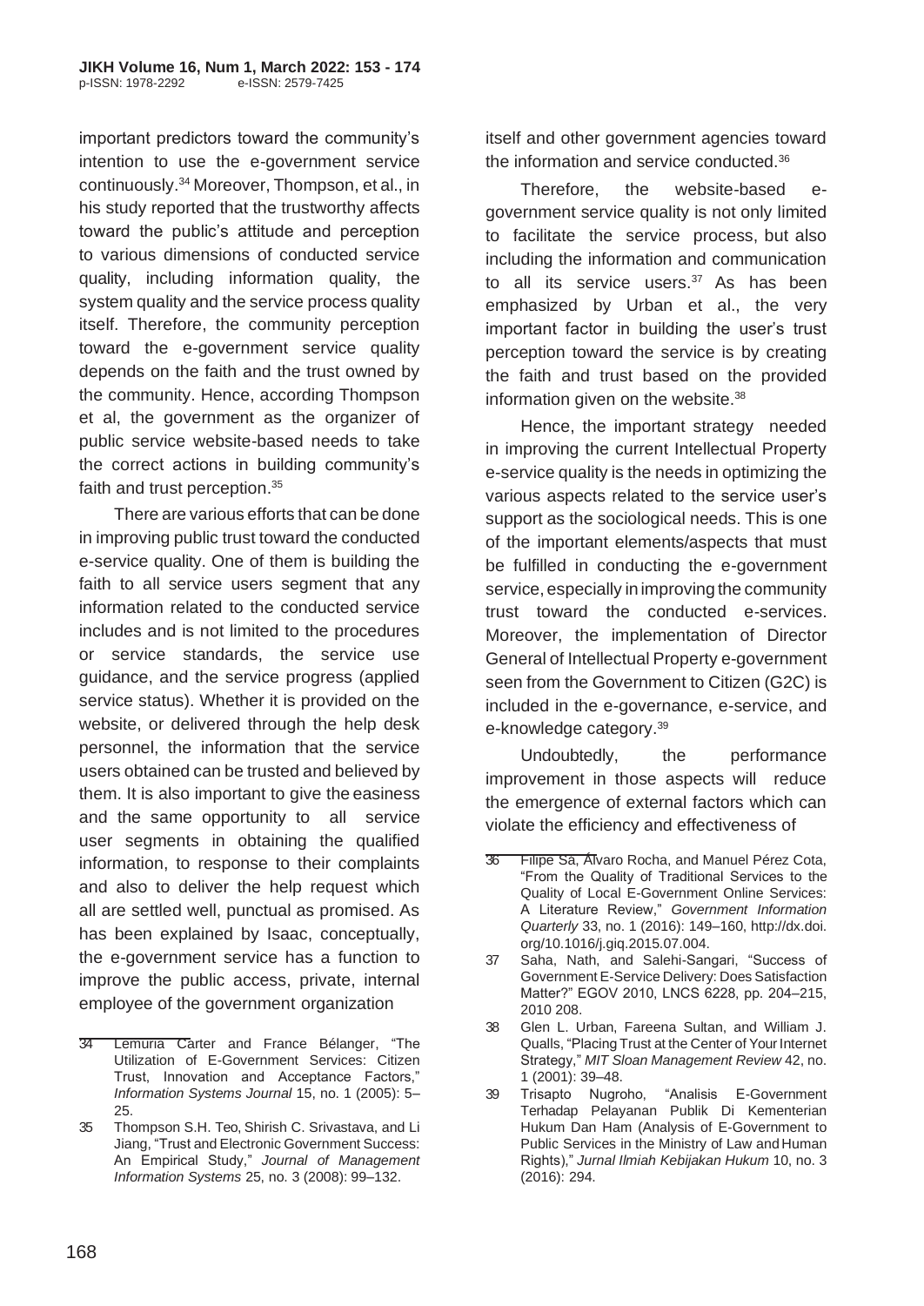important predictors toward the community's intention to use the e-government service continuously.[34] Moreover, Thompson, et al., in his study reported that the trustworthy affects toward the public's attitude and perception to various dimensions of conducted service quality, including information quality, the system quality and the service process quality itself. Therefore, the community perception toward the e-government service quality depends on the faith and the trust owned by the community. Hence, according Thompson et al, the government as the organizer of public service website-based needs to take the correct actions in building community's faith and trust perception.[35]

There are various efforts that can be done in improving public trust toward the conducted e-service quality. One of them is building the faith to all service users segment that any information related to the conducted service includes and is not limited to the procedures or service standards, the service use guidance, and the service progress (applied service status). Whether it is provided on the website, or delivered through the help desk personnel, the information that the service users obtained can be trusted and believed by them. It is also important to give the easiness and the same opportunity to all service user segments in obtaining the qualified information, to response to their complaints and also to deliver the help request which all are settled well, punctual as promised. As has been explained by Isaac, conceptually, the e-government service has a function to improve the public access, private, internal employee of the government organization itself and other government agencies toward the information and service conducted.[36]

Therefore, the website-based e-government service quality is not only limited to facilitate the service process, but also including the information and communication to all its service users.[37] As has been emphasized by Urban et al., the very important factor in building the user's trust perception toward the service is by creating the faith and trust based on the provided information given on the website.[38]

Hence, the important strategy needed in improving the current Intellectual Property e-service quality is the needs in optimizing the various aspects related to the service user's support as the sociological needs. This is one of the important elements/aspects that must be fulfilled in conducting the e-government service, especially in improving the community trust toward the conducted e-services. Moreover, the implementation of Director General of Intellectual Property e-government seen from the Government to Citizen (G2C) is included in the e-governance, e-service, and e-knowledge category.[39]

Undoubtedly, the performance improvement in those aspects will reduce the emergence of external factors which can violate the efficiency and effectiveness of

---

34 Lemuria Carter and France Bélanger, "The Utilization of E-Government Services: Citizen Trust, Innovation and Acceptance Factors," *Information Systems Journal* 15, no. 1 (2005): 5–25.

35 Thompson S.H. Teo, Shirish C. Srivastava, and Li Jiang, "Trust and Electronic Government Success: An Empirical Study," *Journal of Management Information Systems* 25, no. 3 (2008): 99–132.

36 Filipe Sá, Álvaro Rocha, and Manuel Pérez Cota, "From the Quality of Traditional Services to the Quality of Local E-Government Online Services: A Literature Review," *Government Information Quarterly* 33, no. 1 (2016): 149–160, http://dx.doi.org/10.1016/j.giq.2015.07.004.

37 Saha, Nath, and Salehi-Sangari, "Success of Government E-Service Delivery: Does Satisfaction Matter?" EGOV 2010, LNCS 6228, pp. 204–215, 2010 208.

38 Glen L. Urban, Fareena Sultan, and William J. Qualls, "Placing Trust at the Center of Your Internet Strategy," *MIT Sloan Management Review* 42, no. 1 (2001): 39–48.

39 Trisapto Nugroho, "Analisis E-Government Terhadap Pelayanan Publik Di Kementerian Hukum Dan Ham (Analysis of E-Government to Public Services in the Ministry of Law and Human Rights)," *Jurnal Ilmiah Kebijakan Hukum* 10, no. 3 (2016): 294.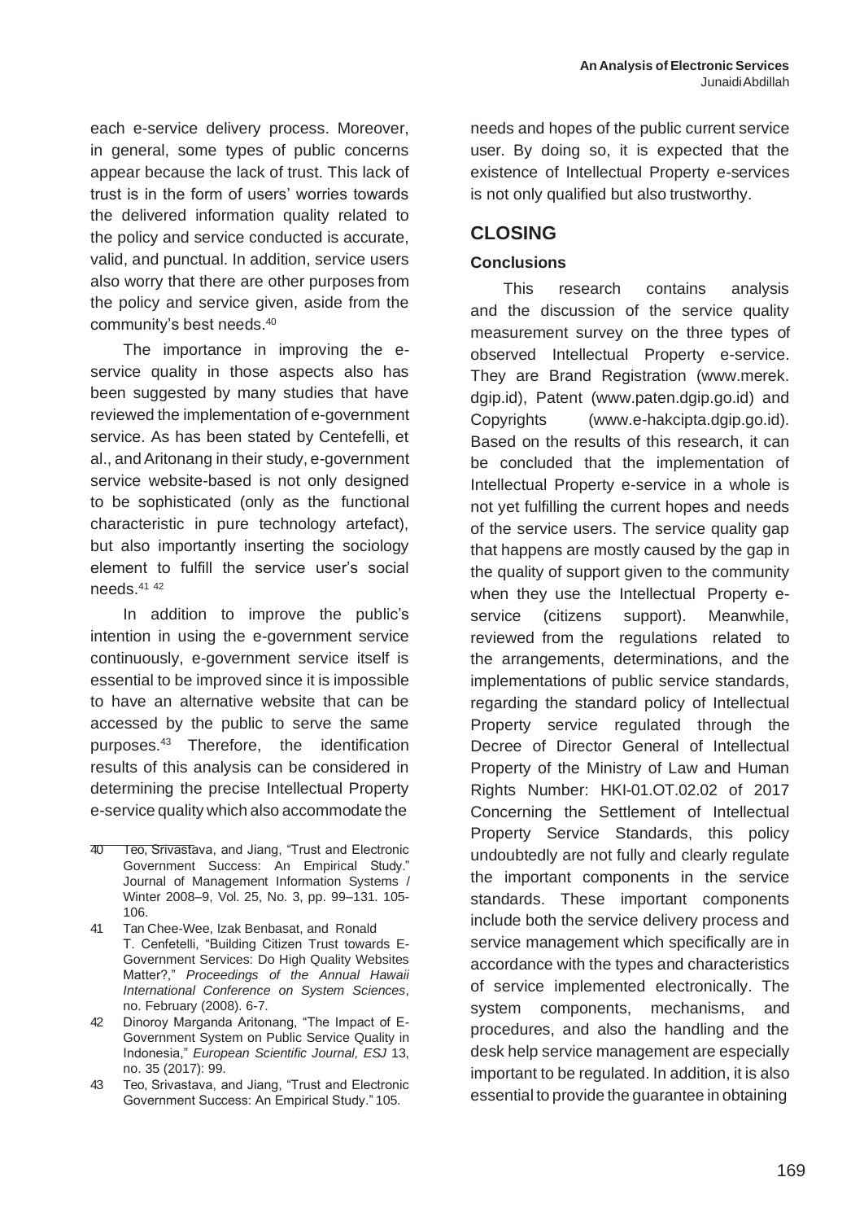each e-service delivery process. Moreover, in general, some types of public concerns appear because the lack of trust. This lack of trust is in the form of users' worries towards the delivered information quality related to the policy and service conducted is accurate, valid, and punctual. In addition, service users also worry that there are other purposes from the policy and service given, aside from the community's best needs.[40]

The importance in improving the e-service quality in those aspects also has been suggested by many studies that have reviewed the implementation of e-government service. As has been stated by Centefelli, et al., and Aritonang in their study, e-government service website-based is not only designed to be sophisticated (only as the functional characteristic in pure technology artefact), but also importantly inserting the sociology element to fulfill the service user's social needs.[41][42]

In addition to improve the public's intention in using the e-government service continuously, e-government service itself is essential to be improved since it is impossible to have an alternative website that can be accessed by the public to serve the same purposes.[43] Therefore, the identification results of this analysis can be considered in determining the precise Intellectual Property e-service quality which also accommodate the needs and hopes of the public current service user. By doing so, it is expected that the existence of Intellectual Property e-services is not only qualified but also trustworthy.

## CLOSING

### Conclusions

This research contains analysis and the discussion of the service quality measurement survey on the three types of observed Intellectual Property e-service. They are Brand Registration (www.merek.dgip.id), Patent (www.paten.dgip.go.id) and Copyrights (www.e-hakcipta.dgip.go.id). Based on the results of this research, it can be concluded that the implementation of Intellectual Property e-service in a whole is not yet fulfilling the current hopes and needs of the service users. The service quality gap that happens are mostly caused by the gap in the quality of support given to the community when they use the Intellectual Property e-service (citizens support). Meanwhile, reviewed from the regulations related to the arrangements, determinations, and the implementations of public service standards, regarding the standard policy of Intellectual Property service regulated through the Decree of Director General of Intellectual Property of the Ministry of Law and Human Rights Number: HKI-01.OT.02.02 of 2017 Concerning the Settlement of Intellectual Property Service Standards, this policy undoubtedly are not fully and clearly regulate the important components in the service standards. These important components include both the service delivery process and service management which specifically are in accordance with the types and characteristics of service implemented electronically. The system components, mechanisms, and procedures, and also the handling and the desk help service management are especially important to be regulated. In addition, it is also essential to provide the guarantee in obtaining

---

40 Teo, Srivastava, and Jiang, "Trust and Electronic Government Success: An Empirical Study." Journal of Management Information Systems / Winter 2008–9, Vol. 25, No. 3, pp. 99–131. 105-106.

41 Tan Chee-Wee, Izak Benbasat, and Ronald T. Cenfetelli, "Building Citizen Trust towards E-Government Services: Do High Quality Websites Matter?," *Proceedings of the Annual Hawaii International Conference on System Sciences*, no. February (2008). 6-7.

42 Dinoroy Marganda Aritonang, "The Impact of E-Government System on Public Service Quality in Indonesia," *European Scientific Journal, ESJ* 13, no. 35 (2017): 99.

43 Teo, Srivastava, and Jiang, "Trust and Electronic Government Success: An Empirical Study." 105.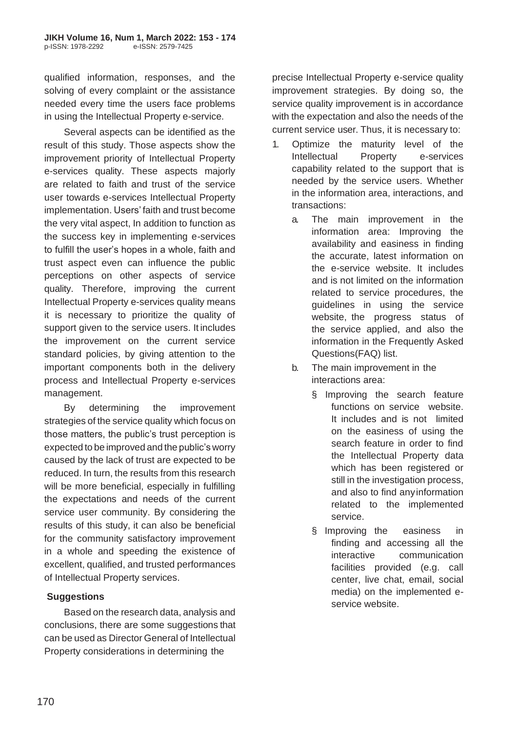qualified information, responses, and the solving of every complaint or the assistance needed every time the users face problems in using the Intellectual Property e-service.

Several aspects can be identified as the result of this study. Those aspects show the improvement priority of Intellectual Property e-services quality. These aspects majorly are related to faith and trust of the service user towards e-services Intellectual Property implementation. Users' faith and trust become the very vital aspect, In addition to function as the success key in implementing e-services to fulfill the user's hopes in a whole, faith and trust aspect even can influence the public perceptions on other aspects of service quality. Therefore, improving the current Intellectual Property e-services quality means it is necessary to prioritize the quality of support given to the service users. It includes the improvement on the current service standard policies, by giving attention to the important components both in the delivery process and Intellectual Property e-services management.

By determining the improvement strategies of the service quality which focus on those matters, the public's trust perception is expected to be improved and the public's worry caused by the lack of trust are expected to be reduced. In turn, the results from this research will be more beneficial, especially in fulfilling the expectations and needs of the current service user community. By considering the results of this study, it can also be beneficial for the community satisfactory improvement in a whole and speeding the existence of excellent, qualified, and trusted performances of Intellectual Property services.

## Suggestions

Based on the research data, analysis and conclusions, there are some suggestions that can be used as Director General of Intellectual Property considerations in determining the precise Intellectual Property e-service quality improvement strategies. By doing so, the service quality improvement is in accordance with the expectation and also the needs of the current service user. Thus, it is necessary to:

1. Optimize the maturity level of the Intellectual Property e-services capability related to the support that is needed by the service users. Whether in the information area, interactions, and transactions:
   a. The main improvement in the information area: Improving the availability and easiness in finding the accurate, latest information on the e-service website. It includes and is not limited on the information related to service procedures, the guidelines in using the service website, the progress status of the service applied, and also the information in the Frequently Asked Questions(FAQ) list.
   b. The main improvement in the interactions area:
      - Improving the search feature functions on service website. It includes and is not limited on the easiness of using the search feature in order to find the Intellectual Property data which has been registered or still in the investigation process, and also to find any information related to the implemented service.
      - Improving the easiness in finding and accessing all the interactive communication facilities provided (e.g. call center, live chat, email, social media) on the implemented e-service website.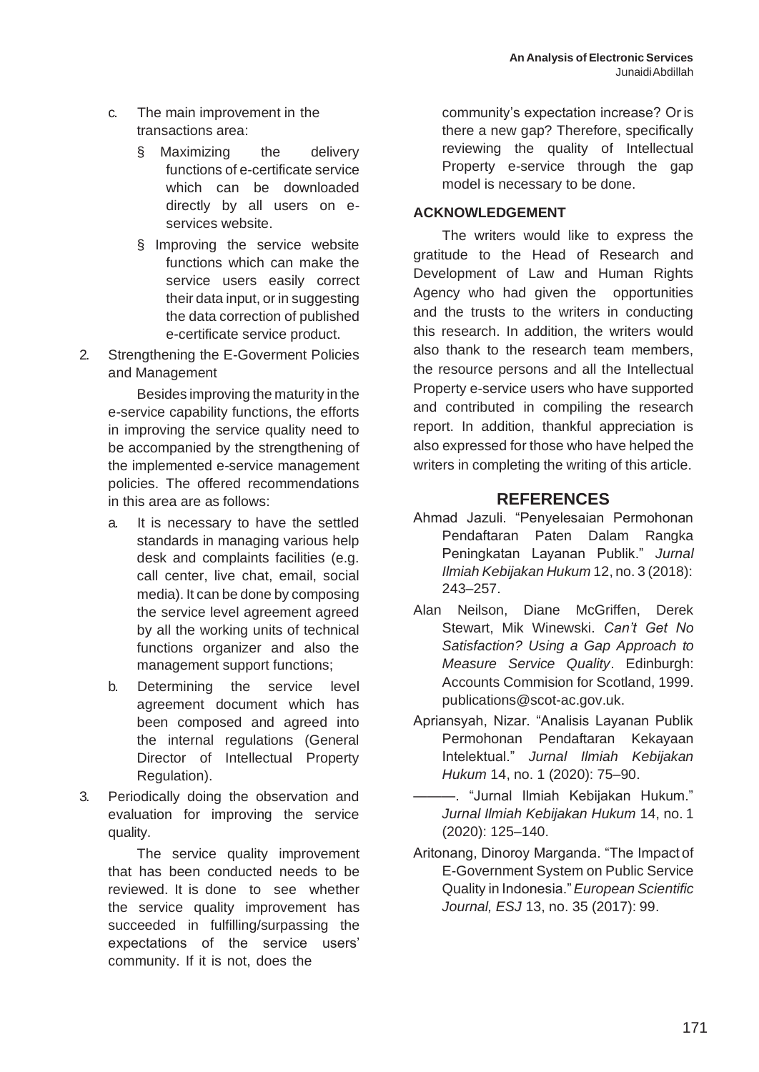c. The main improvement in the transactions area:

   § Maximizing the delivery functions of e-certificate service which can be downloaded directly by all users on e-services website.

   § Improving the service website functions which can make the service users easily correct their data input, or in suggesting the data correction of published e-certificate service product.

2. Strengthening the E-Goverment Policies and Management

   Besides improving the maturity in the e-service capability functions, the efforts in improving the service quality need to be accompanied by the strengthening of the implemented e-service management policies. The offered recommendations in this area are as follows:

   a. It is necessary to have the settled standards in managing various help desk and complaints facilities (e.g. call center, live chat, email, social media). It can be done by composing the service level agreement agreed by all the working units of technical functions organizer and also the management support functions;

   b. Determining the service level agreement document which has been composed and agreed into the internal regulations (General Director of Intellectual Property Regulation).

3. Periodically doing the observation and evaluation for improving the service quality.

   The service quality improvement that has been conducted needs to be reviewed. It is done to see whether the service quality improvement has succeeded in fulfilling/surpassing the expectations of the service users' community. If it is not, does the community's expectation increase? Or is there a new gap? Therefore, specifically reviewing the quality of Intellectual Property e-service through the gap model is necessary to be done.

## ACKNOWLEDGEMENT

The writers would like to express the gratitude to the Head of Research and Development of Law and Human Rights Agency who had given the opportunities and the trusts to the writers in conducting this research. In addition, the writers would also thank to the research team members, the resource persons and all the Intellectual Property e-service users who have supported and contributed in compiling the research report. In addition, thankful appreciation is also expressed for those who have helped the writers in completing the writing of this article.

## REFERENCES

Ahmad Jazuli. "Penyelesaian Permohonan Pendaftaran Paten Dalam Rangka Peningkatan Layanan Publik." *Jurnal Ilmiah Kebijakan Hukum* 12, no. 3 (2018): 243–257.

Alan Neilson, Diane McGriffen, Derek Stewart, Mik Winewski. *Can't Get No Satisfaction? Using a Gap Approach to Measure Service Quality*. Edinburgh: Accounts Commision for Scotland, 1999. publications@scot-ac.gov.uk.

Apriansyah, Nizar. "Analisis Layanan Publik Permohonan Pendaftaran Kekayaan Intelektual." *Jurnal Ilmiah Kebijakan Hukum* 14, no. 1 (2020): 75–90.

———. "Jurnal Ilmiah Kebijakan Hukum." *Jurnal Ilmiah Kebijakan Hukum* 14, no. 1 (2020): 125–140.

Aritonang, Dinoroy Marganda. "The Impact of E-Government System on Public Service Quality in Indonesia." *European Scientific Journal, ESJ* 13, no. 35 (2017): 99.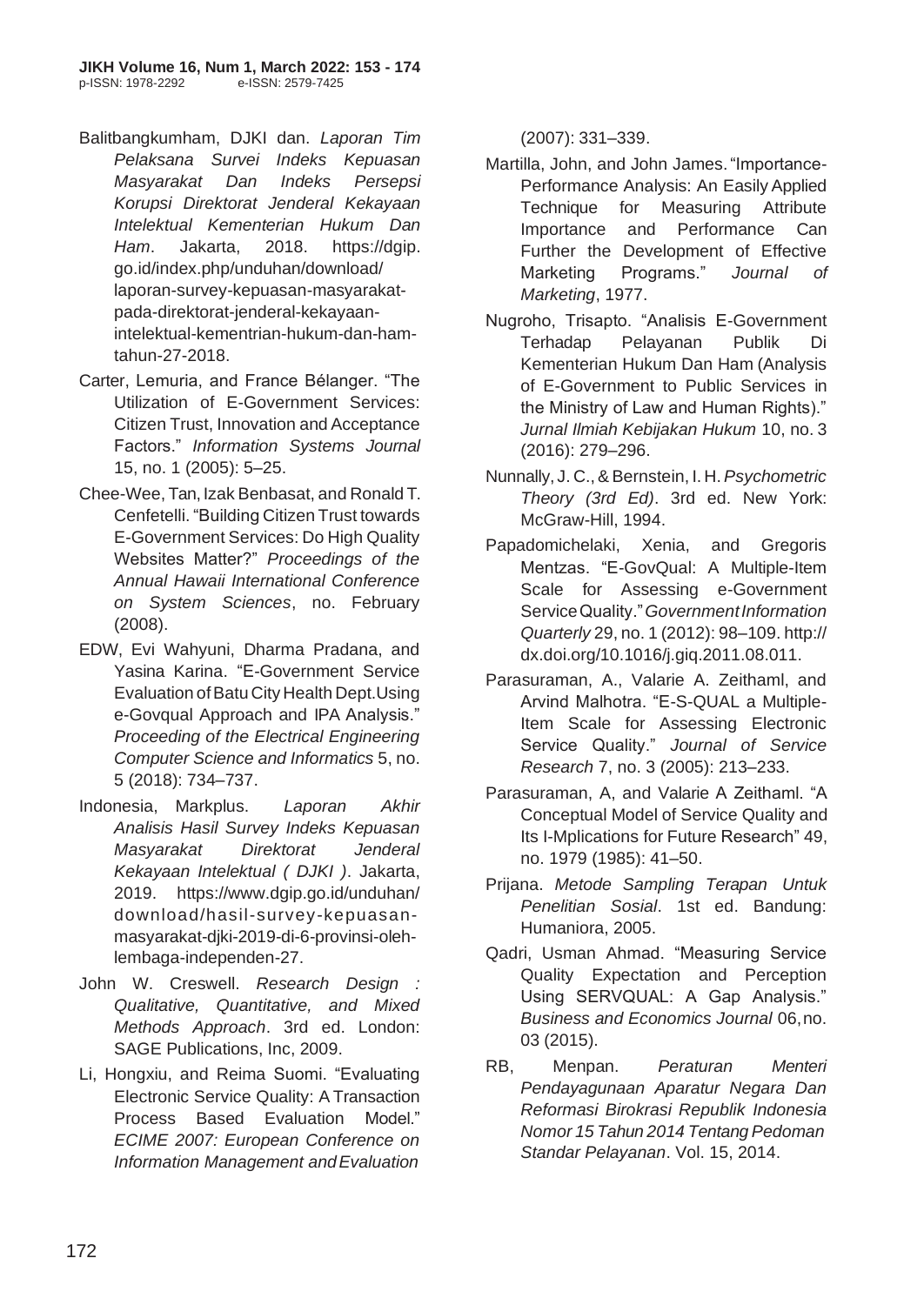Balitbangkumham, DJKI dan. *Laporan Tim Pelaksana Survei Indeks Kepuasan Masyarakat Dan Indeks Persepsi Korupsi Direktorat Jenderal Kekayaan Intelektual Kementerian Hukum Dan Ham*. Jakarta, 2018. https://dgip.go.id/index.php/unduhan/download/laporan-survey-kepuasan-masyarakat-pada-direktorat-jenderal-kekayaan-intelektual-kementrian-hukum-dan-ham-tahun-27-2018.

Carter, Lemuria, and France Bélanger. "The Utilization of E-Government Services: Citizen Trust, Innovation and Acceptance Factors." *Information Systems Journal* 15, no. 1 (2005): 5–25.

Chee-Wee, Tan, Izak Benbasat, and Ronald T. Cenfetelli. "Building Citizen Trust towards E-Government Services: Do High Quality Websites Matter?" *Proceedings of the Annual Hawaii International Conference on System Sciences*, no. February (2008).

EDW, Evi Wahyuni, Dharma Pradana, and Yasina Karina. "E-Government Service Evaluation of Batu City Health Dept.Using e-Govqual Approach and IPA Analysis." *Proceeding of the Electrical Engineering Computer Science and Informatics* 5, no. 5 (2018): 734–737.

Indonesia, Markplus. *Laporan Akhir Analisis Hasil Survey Indeks Kepuasan Masyarakat Direktorat Jenderal Kekayaan Intelektual ( DJKI )*. Jakarta, 2019. https://www.dgip.go.id/unduhan/download/hasil-survey-kepuasan-masyarakat-djki-2019-di-6-provinsi-oleh-lembaga-independen-27.

John W. Creswell. *Research Design : Qualitative, Quantitative, and Mixed Methods Approach*. 3rd ed. London: SAGE Publications, Inc, 2009.

Li, Hongxiu, and Reima Suomi. "Evaluating Electronic Service Quality: A Transaction Process Based Evaluation Model." *ECIME 2007: European Conference on Information Management and Evaluation* (2007): 331–339.

Martilla, John, and John James. "Importance-Performance Analysis: An Easily Applied Technique for Measuring Attribute Importance and Performance Can Further the Development of Effective Marketing Programs." *Journal of Marketing*, 1977.

Nugroho, Trisapto. "Analisis E-Government Terhadap Pelayanan Publik Di Kementerian Hukum Dan Ham (Analysis of E-Government to Public Services in the Ministry of Law and Human Rights)." *Jurnal Ilmiah Kebijakan Hukum* 10, no. 3 (2016): 279–296.

Nunnally, J. C., & Bernstein, I. H. *Psychometric Theory (3rd Ed)*. 3rd ed. New York: McGraw-Hill, 1994.

Papadomichelaki, Xenia, and Gregoris Mentzas. "E-GovQual: A Multiple-Item Scale for Assessing e-Government Service Quality." *Government Information Quarterly* 29, no. 1 (2012): 98–109. http://dx.doi.org/10.1016/j.giq.2011.08.011.

Parasuraman, A., Valarie A. Zeithaml, and Arvind Malhotra. "E-S-QUAL a Multiple-Item Scale for Assessing Electronic Service Quality." *Journal of Service Research* 7, no. 3 (2005): 213–233.

Parasuraman, A, and Valarie A Zeithaml. "A Conceptual Model of Service Quality and Its I-Mplications for Future Research" 49, no. 1979 (1985): 41–50.

Prijana. *Metode Sampling Terapan Untuk Penelitian Sosial*. 1st ed. Bandung: Humaniora, 2005.

Qadri, Usman Ahmad. "Measuring Service Quality Expectation and Perception Using SERVQUAL: A Gap Analysis." *Business and Economics Journal* 06, no. 03 (2015).

RB, Menpan. *Peraturan Menteri Pendayagunaan Aparatur Negara Dan Reformasi Birokrasi Republik Indonesia Nomor 15 Tahun 2014 Tentang Pedoman Standar Pelayanan*. Vol. 15, 2014.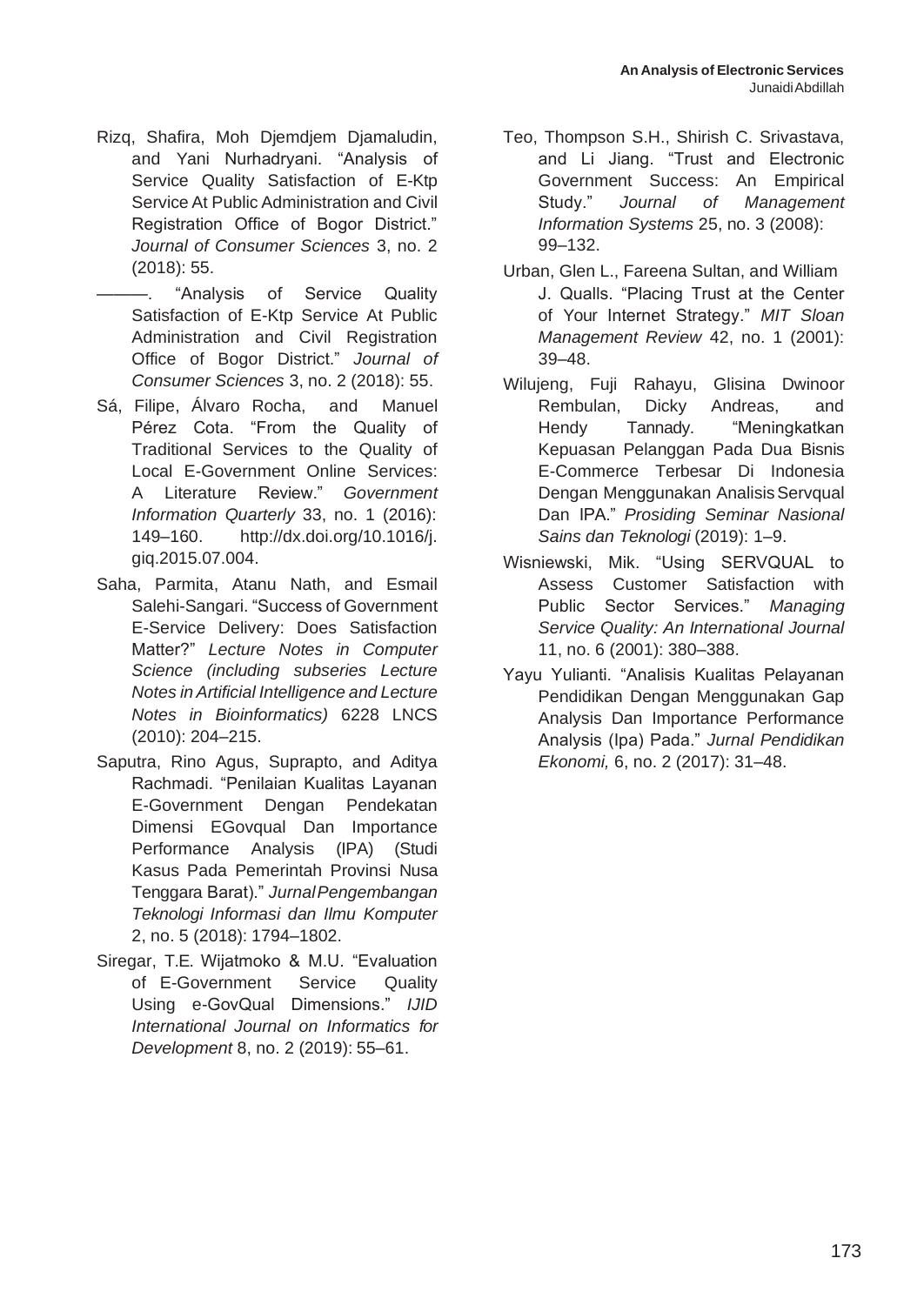Rizq, Shafira, Moh Djemdjem Djamaludin, and Yani Nurhadryani. "Analysis of Service Quality Satisfaction of E-Ktp Service At Public Administration and Civil Registration Office of Bogor District." *Journal of Consumer Sciences* 3, no. 2 (2018): 55.

———. "Analysis of Service Quality Satisfaction of E-Ktp Service At Public Administration and Civil Registration Office of Bogor District." *Journal of Consumer Sciences* 3, no. 2 (2018): 55.

Sá, Filipe, Álvaro Rocha, and Manuel Pérez Cota. "From the Quality of Traditional Services to the Quality of Local E-Government Online Services: A Literature Review." *Government Information Quarterly* 33, no. 1 (2016): 149–160. http://dx.doi.org/10.1016/j.giq.2015.07.004.

Saha, Parmita, Atanu Nath, and Esmail Salehi-Sangari. "Success of Government E-Service Delivery: Does Satisfaction Matter?" *Lecture Notes in Computer Science (including subseries Lecture Notes in Artificial Intelligence and Lecture Notes in Bioinformatics)* 6228 LNCS (2010): 204–215.

Saputra, Rino Agus, Suprapto, and Aditya Rachmadi. "Penilaian Kualitas Layanan E-Government Dengan Pendekatan Dimensi EGovqual Dan Importance Performance Analysis (IPA) (Studi Kasus Pada Pemerintah Provinsi Nusa Tenggara Barat)." *Jurnal Pengembangan Teknologi Informasi dan Ilmu Komputer* 2, no. 5 (2018): 1794–1802.

Siregar, T.E. Wijatmoko & M.U. "Evaluation of E-Government Service Quality Using e-GovQual Dimensions." *IJID International Journal on Informatics for Development* 8, no. 2 (2019): 55–61.

Teo, Thompson S.H., Shirish C. Srivastava, and Li Jiang. "Trust and Electronic Government Success: An Empirical Study." *Journal of Management Information Systems* 25, no. 3 (2008): 99–132.

Urban, Glen L., Fareena Sultan, and William J. Qualls. "Placing Trust at the Center of Your Internet Strategy." *MIT Sloan Management Review* 42, no. 1 (2001): 39–48.

Wilujeng, Fuji Rahayu, Glisina Dwinoor Rembulan, Dicky Andreas, and Hendy Tannady. "Meningkatkan Kepuasan Pelanggan Pada Dua Bisnis E-Commerce Terbesar Di Indonesia Dengan Menggunakan Analisis Servqual Dan IPA." *Prosiding Seminar Nasional Sains dan Teknologi* (2019): 1–9.

Wisniewski, Mik. "Using SERVQUAL to Assess Customer Satisfaction with Public Sector Services." *Managing Service Quality: An International Journal* 11, no. 6 (2001): 380–388.

Yayu Yulianti. "Analisis Kualitas Pelayanan Pendidikan Dengan Menggunakan Gap Analysis Dan Importance Performance Analysis (Ipa) Pada." *Jurnal Pendidikan Ekonomi,* 6, no. 2 (2017): 31–48.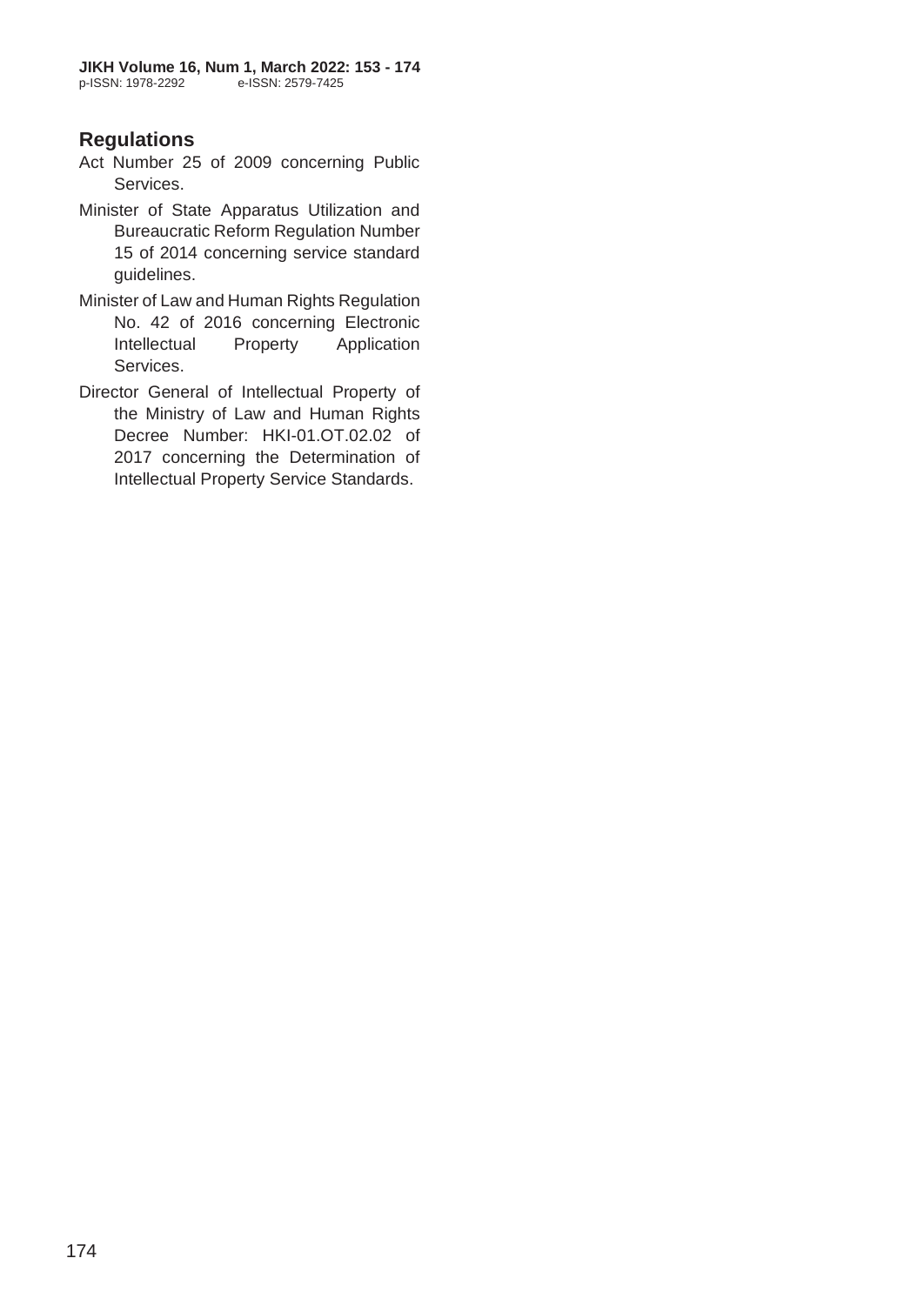## Regulations

Act Number 25 of 2009 concerning Public Services.

Minister of State Apparatus Utilization and Bureaucratic Reform Regulation Number 15 of 2014 concerning service standard guidelines.

Minister of Law and Human Rights Regulation No. 42 of 2016 concerning Electronic Intellectual Property Application Services.

Director General of Intellectual Property of the Ministry of Law and Human Rights Decree Number: HKI-01.OT.02.02 of 2017 concerning the Determination of Intellectual Property Service Standards.